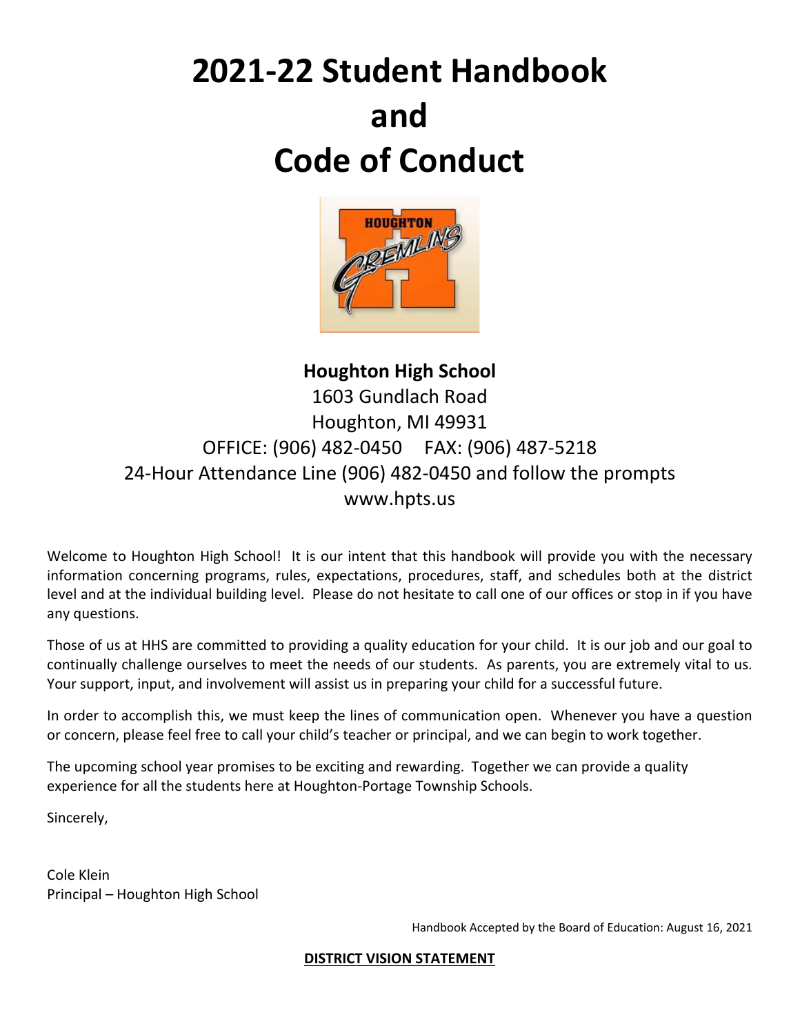# 2021-22 Student Handbook and Code of Conduct

**Houghton High School**
1603 Gundlach Road
Houghton, MI 49931
OFFICE: (906) 482-0450 FAX: (906) 487-5218
24-Hour Attendance Line (906) 482-0450 and follow the prompts
www.hpts.us

Welcome to Houghton High School! It is our intent that this handbook will provide you with the necessary information concerning programs, rules, expectations, procedures, staff, and schedules both at the district level and at the individual building level. Please do not hesitate to call one of our offices or stop in if you have any questions.

Those of us at HHS are committed to providing a quality education for your child. It is our job and our goal to continually challenge ourselves to meet the needs of our students. As parents, you are extremely vital to us. Your support, input, and involvement will assist us in preparing your child for a successful future.

In order to accomplish this, we must keep the lines of communication open. Whenever you have a question or concern, please feel free to call your child's teacher or principal, and we can begin to work together.

The upcoming school year promises to be exciting and rewarding. Together we can provide a quality experience for all the students here at Houghton-Portage Township Schools.

Sincerely,

Cole Klein
Principal – Houghton High School

Handbook Accepted by the Board of Education: August 16, 2021

## DISTRICT VISION STATEMENT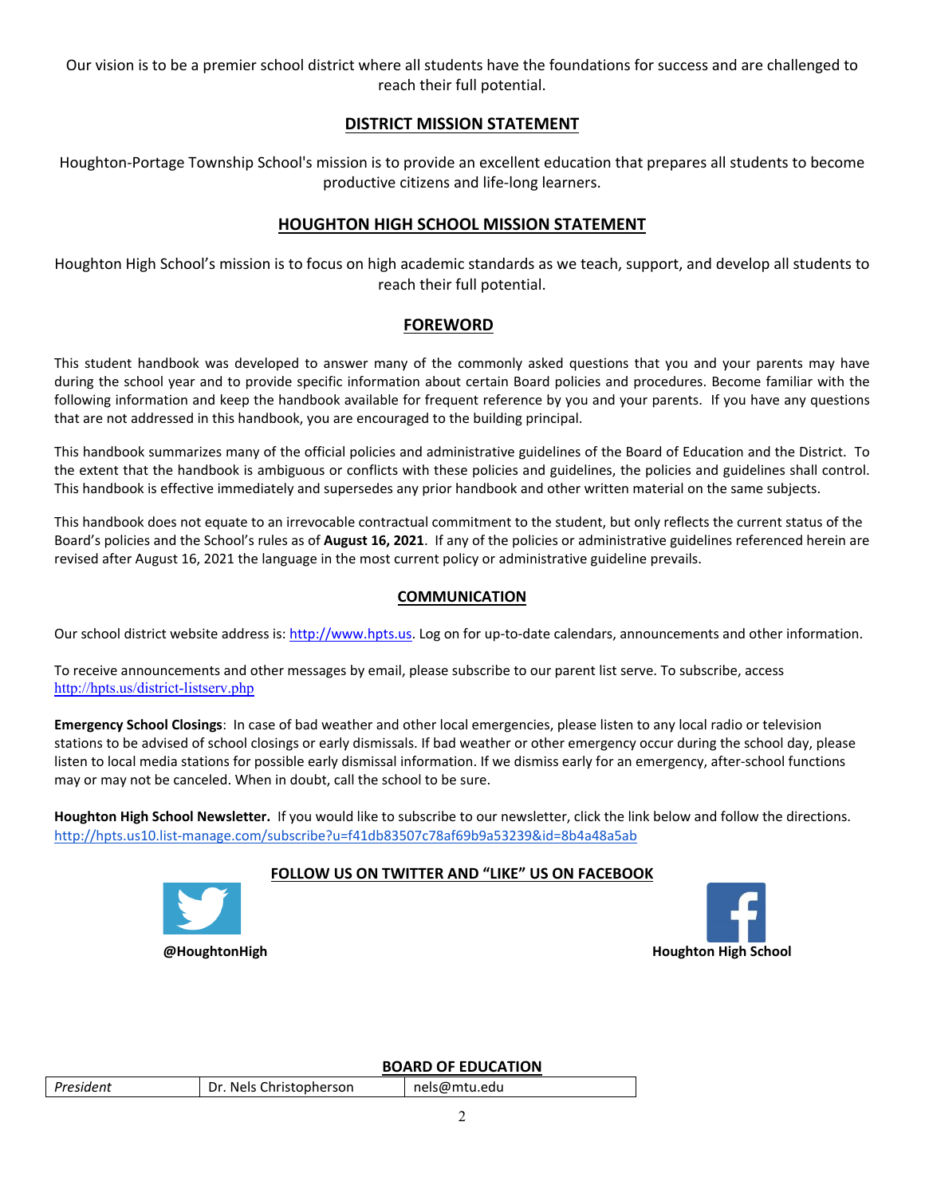Our vision is to be a premier school district where all students have the foundations for success and are challenged to reach their full potential.

## DISTRICT MISSION STATEMENT

Houghton-Portage Township School's mission is to provide an excellent education that prepares all students to become productive citizens and life-long learners.

## HOUGHTON HIGH SCHOOL MISSION STATEMENT

Houghton High School's mission is to focus on high academic standards as we teach, support, and develop all students to reach their full potential.

## FOREWORD

This student handbook was developed to answer many of the commonly asked questions that you and your parents may have during the school year and to provide specific information about certain Board policies and procedures. Become familiar with the following information and keep the handbook available for frequent reference by you and your parents. If you have any questions that are not addressed in this handbook, you are encouraged to the building principal.

This handbook summarizes many of the official policies and administrative guidelines of the Board of Education and the District. To the extent that the handbook is ambiguous or conflicts with these policies and guidelines, the policies and guidelines shall control. This handbook is effective immediately and supersedes any prior handbook and other written material on the same subjects.

This handbook does not equate to an irrevocable contractual commitment to the student, but only reflects the current status of the Board's policies and the School's rules as of **August 16, 2021**. If any of the policies or administrative guidelines referenced herein are revised after August 16, 2021 the language in the most current policy or administrative guideline prevails.

## COMMUNICATION

Our school district website address is: http://www.hpts.us. Log on for up-to-date calendars, announcements and other information.

To receive announcements and other messages by email, please subscribe to our parent list serve. To subscribe, access http://hpts.us/district-listserv.php

**Emergency School Closings**: In case of bad weather and other local emergencies, please listen to any local radio or television stations to be advised of school closings or early dismissals. If bad weather or other emergency occur during the school day, please listen to local media stations for possible early dismissal information. If we dismiss early for an emergency, after-school functions may or may not be canceled. When in doubt, call the school to be sure.

**Houghton High School Newsletter.** If you would like to subscribe to our newsletter, click the link below and follow the directions. http://hpts.us10.list-manage.com/subscribe?u=f41db83507c78af69b9a53239&id=8b4a48a5ab

## FOLLOW US ON TWITTER AND "LIKE" US ON FACEBOOK

**@HoughtonHigh**

**Houghton High School**

## BOARD OF EDUCATION

| *President* | Dr. Nels Christopherson | nels@mtu.edu |
|---|---|---|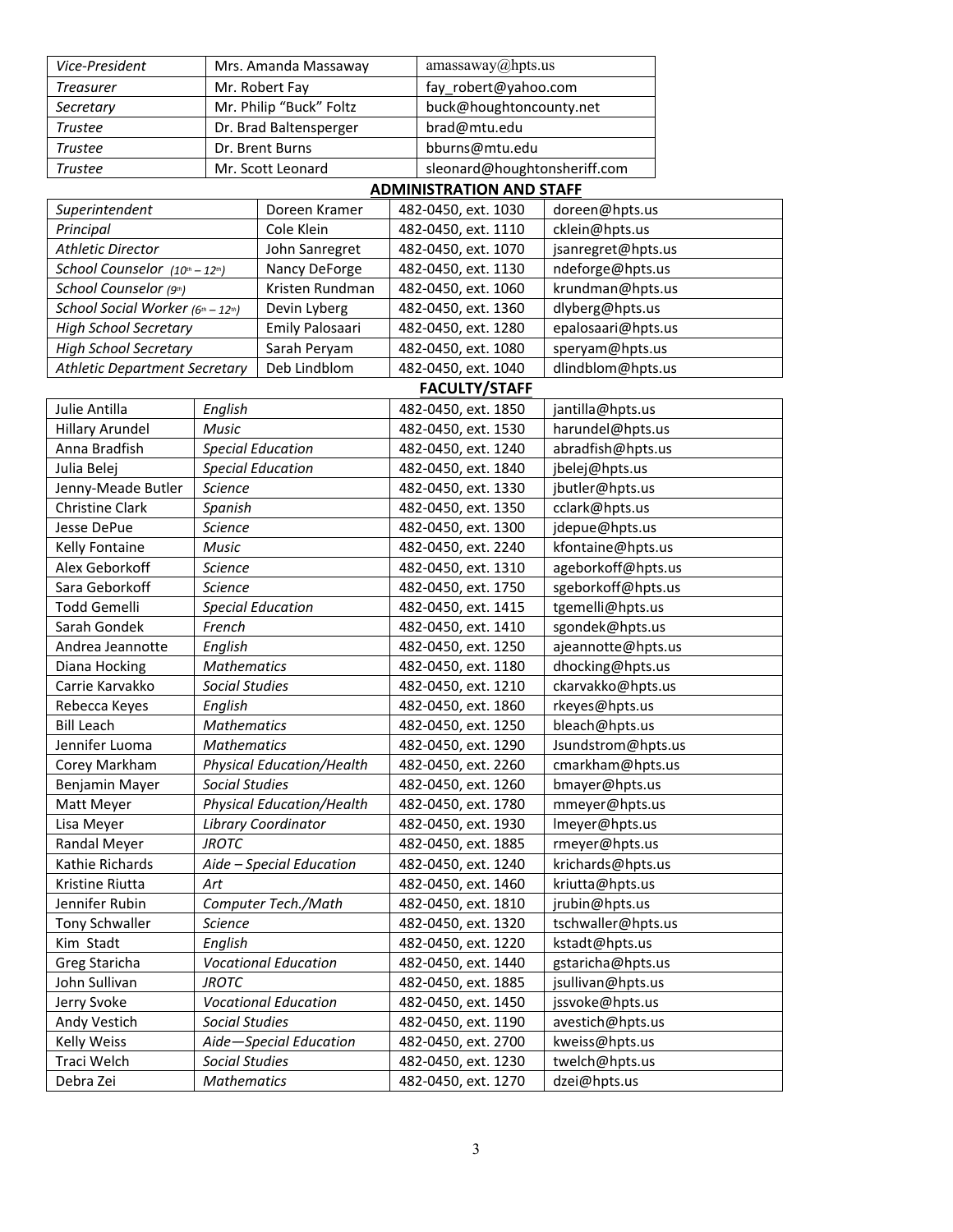| | | |
|---|---|---|
| *Vice-President* | Mrs. Amanda Massaway | amassaway@hpts.us |
| *Treasurer* | Mr. Robert Fay | fay_robert@yahoo.com |
| *Secretary* | Mr. Philip "Buck" Foltz | buck@houghtoncounty.net |
| *Trustee* | Dr. Brad Baltensperger | brad@mtu.edu |
| *Trustee* | Dr. Brent Burns | bburns@mtu.edu |
| *Trustee* | Mr. Scott Leonard | sleonard@houghtonsheriff.com |

## ADMINISTRATION AND STAFF

| | | | |
|---|---|---|---|
| *Superintendent* | Doreen Kramer | 482-0450, ext. 1030 | doreen@hpts.us |
| *Principal* | Cole Klein | 482-0450, ext. 1110 | cklein@hpts.us |
| *Athletic Director* | John Sanregret | 482-0450, ext. 1070 | jsanregret@hpts.us |
| *School Counselor (10th – 12th)* | Nancy DeForge | 482-0450, ext. 1130 | ndeforge@hpts.us |
| *School Counselor (9th)* | Kristen Rundman | 482-0450, ext. 1060 | krundman@hpts.us |
| *School Social Worker (6th – 12th)* | Devin Lyberg | 482-0450, ext. 1360 | dlyberg@hpts.us |
| *High School Secretary* | Emily Palosaari | 482-0450, ext. 1280 | epalosaari@hpts.us |
| *High School Secretary* | Sarah Peryam | 482-0450, ext. 1080 | speryam@hpts.us |
| *Athletic Department Secretary* | Deb Lindblom | 482-0450, ext. 1040 | dlindblom@hpts.us |

## FACULTY/STAFF

| | | | |
|---|---|---|---|
| Julie Antilla | *English* | 482-0450, ext. 1850 | jantilla@hpts.us |
| Hillary Arundel | *Music* | 482-0450, ext. 1530 | harundel@hpts.us |
| Anna Bradfish | *Special Education* | 482-0450, ext. 1240 | abradfish@hpts.us |
| Julia Belej | *Special Education* | 482-0450, ext. 1840 | jbelej@hpts.us |
| Jenny-Meade Butler | *Science* | 482-0450, ext. 1330 | jbutler@hpts.us |
| Christine Clark | *Spanish* | 482-0450, ext. 1350 | cclark@hpts.us |
| Jesse DePue | *Science* | 482-0450, ext. 1300 | jdepue@hpts.us |
| Kelly Fontaine | *Music* | 482-0450, ext. 2240 | kfontaine@hpts.us |
| Alex Geborkoff | *Science* | 482-0450, ext. 1310 | ageborkoff@hpts.us |
| Sara Geborkoff | *Science* | 482-0450, ext. 1750 | sgeborkoff@hpts.us |
| Todd Gemelli | *Special Education* | 482-0450, ext. 1415 | tgemelli@hpts.us |
| Sarah Gondek | *French* | 482-0450, ext. 1410 | sgondek@hpts.us |
| Andrea Jeannotte | *English* | 482-0450, ext. 1250 | ajeannotte@hpts.us |
| Diana Hocking | *Mathematics* | 482-0450, ext. 1180 | dhocking@hpts.us |
| Carrie Karvakko | *Social Studies* | 482-0450, ext. 1210 | ckarvakko@hpts.us |
| Rebecca Keyes | *English* | 482-0450, ext. 1860 | rkeyes@hpts.us |
| Bill Leach | *Mathematics* | 482-0450, ext. 1250 | bleach@hpts.us |
| Jennifer Luoma | *Mathematics* | 482-0450, ext. 1290 | Jsundstrom@hpts.us |
| Corey Markham | *Physical Education/Health* | 482-0450, ext. 2260 | cmarkham@hpts.us |
| Benjamin Mayer | *Social Studies* | 482-0450, ext. 1260 | bmayer@hpts.us |
| Matt Meyer | *Physical Education/Health* | 482-0450, ext. 1780 | mmeyer@hpts.us |
| Lisa Meyer | *Library Coordinator* | 482-0450, ext. 1930 | lmeyer@hpts.us |
| Randal Meyer | *JROTC* | 482-0450, ext. 1885 | rmeyer@hpts.us |
| Kathie Richards | *Aide – Special Education* | 482-0450, ext. 1240 | krichards@hpts.us |
| Kristine Riutta | *Art* | 482-0450, ext. 1460 | kriutta@hpts.us |
| Jennifer Rubin | *Computer Tech./Math* | 482-0450, ext. 1810 | jrubin@hpts.us |
| Tony Schwaller | *Science* | 482-0450, ext. 1320 | tschwaller@hpts.us |
| Kim Stadt | *English* | 482-0450, ext. 1220 | kstadt@hpts.us |
| Greg Staricha | *Vocational Education* | 482-0450, ext. 1440 | gstaricha@hpts.us |
| John Sullivan | *JROTC* | 482-0450, ext. 1885 | jsullivan@hpts.us |
| Jerry Svoke | *Vocational Education* | 482-0450, ext. 1450 | jssvoke@hpts.us |
| Andy Vestich | *Social Studies* | 482-0450, ext. 1190 | avestich@hpts.us |
| Kelly Weiss | *Aide—Special Education* | 482-0450, ext. 2700 | kweiss@hpts.us |
| Traci Welch | *Social Studies* | 482-0450, ext. 1230 | twelch@hpts.us |
| Debra Zei | *Mathematics* | 482-0450, ext. 1270 | dzei@hpts.us |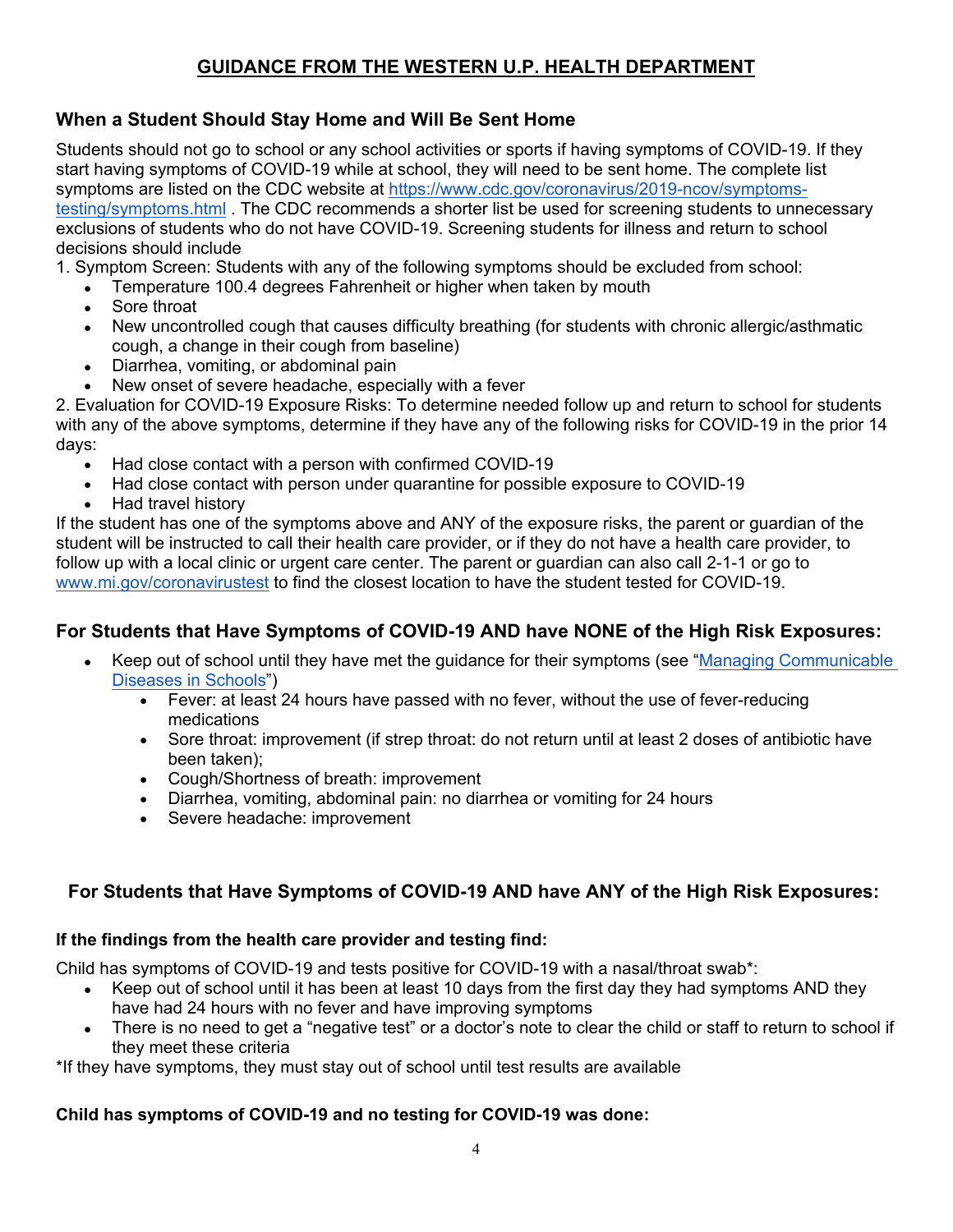## GUIDANCE FROM THE WESTERN U.P. HEALTH DEPARTMENT

### When a Student Should Stay Home and Will Be Sent Home

Students should not go to school or any school activities or sports if having symptoms of COVID-19. If they start having symptoms of COVID-19 while at school, they will need to be sent home. The complete list symptoms are listed on the CDC website at [https://www.cdc.gov/coronavirus/2019-ncov/symptoms-testing/symptoms.html](https://www.cdc.gov/coronavirus/2019-ncov/symptoms-testing/symptoms.html) . The CDC recommends a shorter list be used for screening students to unnecessary exclusions of students who do not have COVID-19. Screening students for illness and return to school decisions should include

1. Symptom Screen: Students with any of the following symptoms should be excluded from school:
   - Temperature 100.4 degrees Fahrenheit or higher when taken by mouth
   - Sore throat
   - New uncontrolled cough that causes difficulty breathing (for students with chronic allergic/asthmatic cough, a change in their cough from baseline)
   - Diarrhea, vomiting, or abdominal pain
   - New onset of severe headache, especially with a fever
2. Evaluation for COVID-19 Exposure Risks: To determine needed follow up and return to school for students with any of the above symptoms, determine if they have any of the following risks for COVID-19 in the prior 14 days:
   - Had close contact with a person with confirmed COVID-19
   - Had close contact with person under quarantine for possible exposure to COVID-19
   - Had travel history

If the student has one of the symptoms above and ANY of the exposure risks, the parent or guardian of the student will be instructed to call their health care provider, or if they do not have a health care provider, to follow up with a local clinic or urgent care center. The parent or guardian can also call 2-1-1 or go to [www.mi.gov/coronavirustest](www.mi.gov/coronavirustest) to find the closest location to have the student tested for COVID-19.

### For Students that Have Symptoms of COVID-19 AND have NONE of the High Risk Exposures:

- Keep out of school until they have met the guidance for their symptoms (see "Managing Communicable Diseases in Schools")
  - Fever: at least 24 hours have passed with no fever, without the use of fever-reducing medications
  - Sore throat: improvement (if strep throat: do not return until at least 2 doses of antibiotic have been taken);
  - Cough/Shortness of breath: improvement
  - Diarrhea, vomiting, abdominal pain: no diarrhea or vomiting for 24 hours
  - Severe headache: improvement

### For Students that Have Symptoms of COVID-19 AND have ANY of the High Risk Exposures:

**If the findings from the health care provider and testing find:**

Child has symptoms of COVID-19 and tests positive for COVID-19 with a nasal/throat swab*:

- Keep out of school until it has been at least 10 days from the first day they had symptoms AND they have had 24 hours with no fever and have improving symptoms
- There is no need to get a "negative test" or a doctor's note to clear the child or staff to return to school if they meet these criteria

*If they have symptoms, they must stay out of school until test results are available

**Child has symptoms of COVID-19 and no testing for COVID-19 was done:**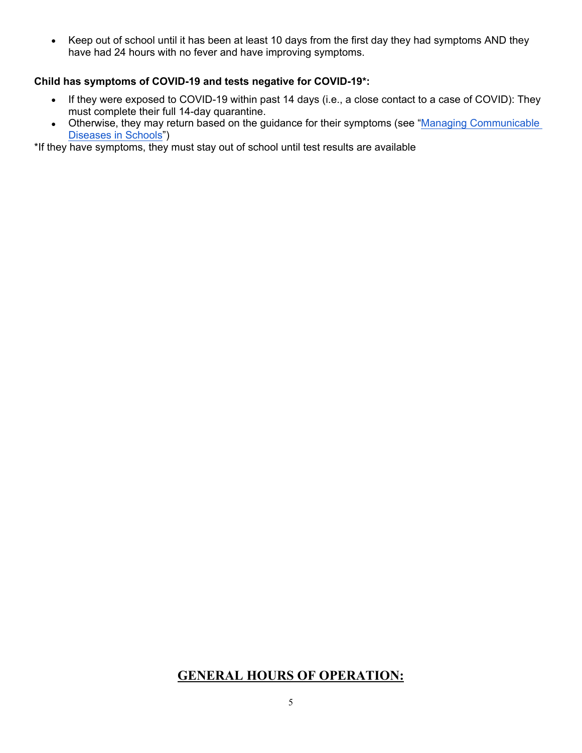- Keep out of school until it has been at least 10 days from the first day they had symptoms AND they have had 24 hours with no fever and have improving symptoms.

**Child has symptoms of COVID-19 and tests negative for COVID-19*:**

- If they were exposed to COVID-19 within past 14 days (i.e., a close contact to a case of COVID): They must complete their full 14-day quarantine.
- Otherwise, they may return based on the guidance for their symptoms (see "Managing Communicable Diseases in Schools")

*If they have symptoms, they must stay out of school until test results are available

## GENERAL HOURS OF OPERATION: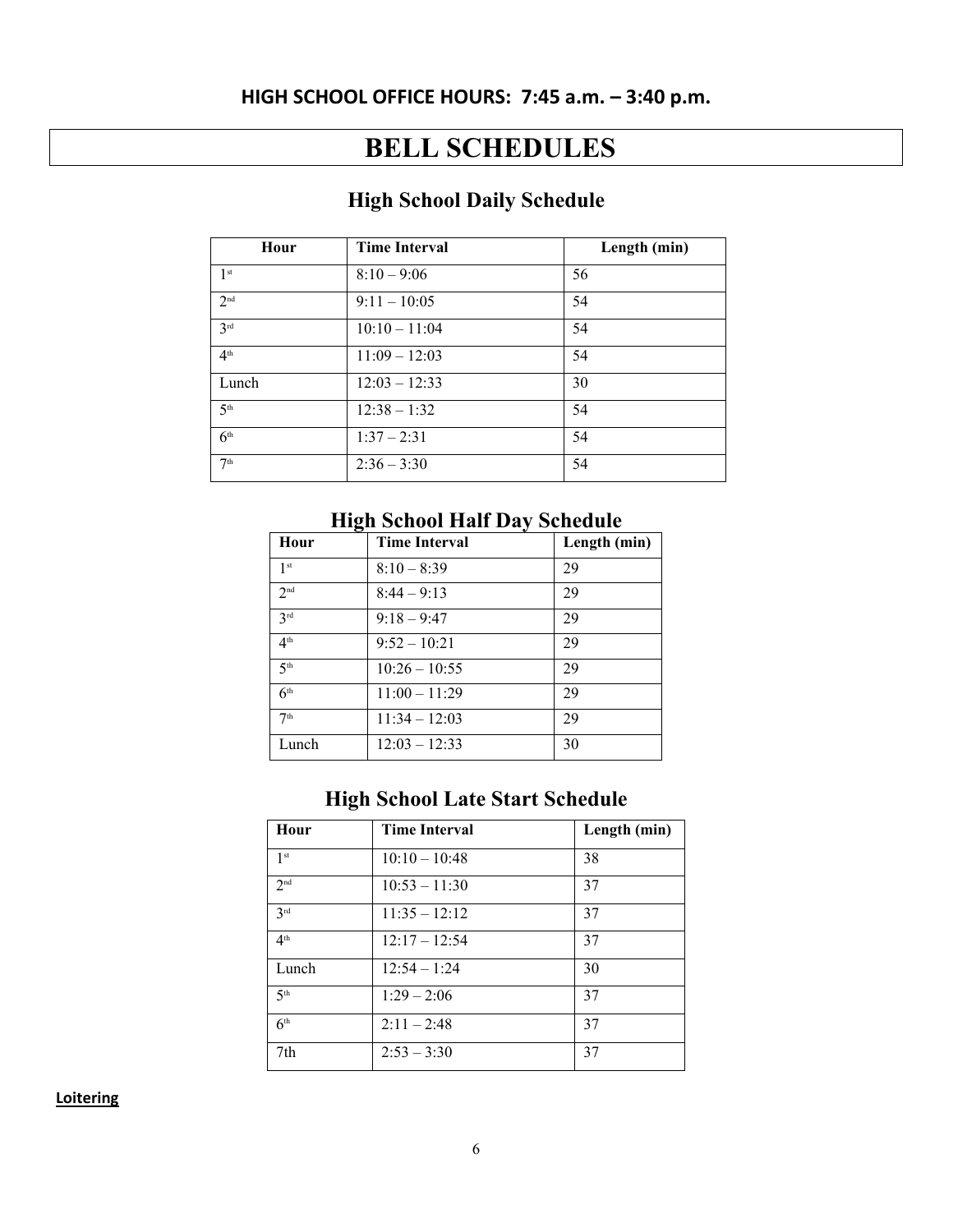**HIGH SCHOOL OFFICE HOURS: 7:45 a.m. – 3:40 p.m.**

# BELL SCHEDULES

## High School Daily Schedule

| Hour | Time Interval | Length (min) |
|---|---|---|
| 1st | 8:10 – 9:06 | 56 |
| 2nd | 9:11 – 10:05 | 54 |
| 3rd | 10:10 – 11:04 | 54 |
| 4th | 11:09 – 12:03 | 54 |
| Lunch | 12:03 – 12:33 | 30 |
| 5th | 12:38 – 1:32 | 54 |
| 6th | 1:37 – 2:31 | 54 |
| 7th | 2:36 – 3:30 | 54 |

## High School Half Day Schedule

| Hour | Time Interval | Length (min) |
|---|---|---|
| 1st | 8:10 – 8:39 | 29 |
| 2nd | 8:44 – 9:13 | 29 |
| 3rd | 9:18 – 9:47 | 29 |
| 4th | 9:52 – 10:21 | 29 |
| 5th | 10:26 – 10:55 | 29 |
| 6th | 11:00 – 11:29 | 29 |
| 7th | 11:34 – 12:03 | 29 |
| Lunch | 12:03 – 12:33 | 30 |

## High School Late Start Schedule

| Hour | Time Interval | Length (min) |
|---|---|---|
| 1st | 10:10 – 10:48 | 38 |
| 2nd | 10:53 – 11:30 | 37 |
| 3rd | 11:35 – 12:12 | 37 |
| 4th | 12:17 – 12:54 | 37 |
| Lunch | 12:54 – 1:24 | 30 |
| 5th | 1:29 – 2:06 | 37 |
| 6th | 2:11 – 2:48 | 37 |
| 7th | 2:53 – 3:30 | 37 |

**Loitering**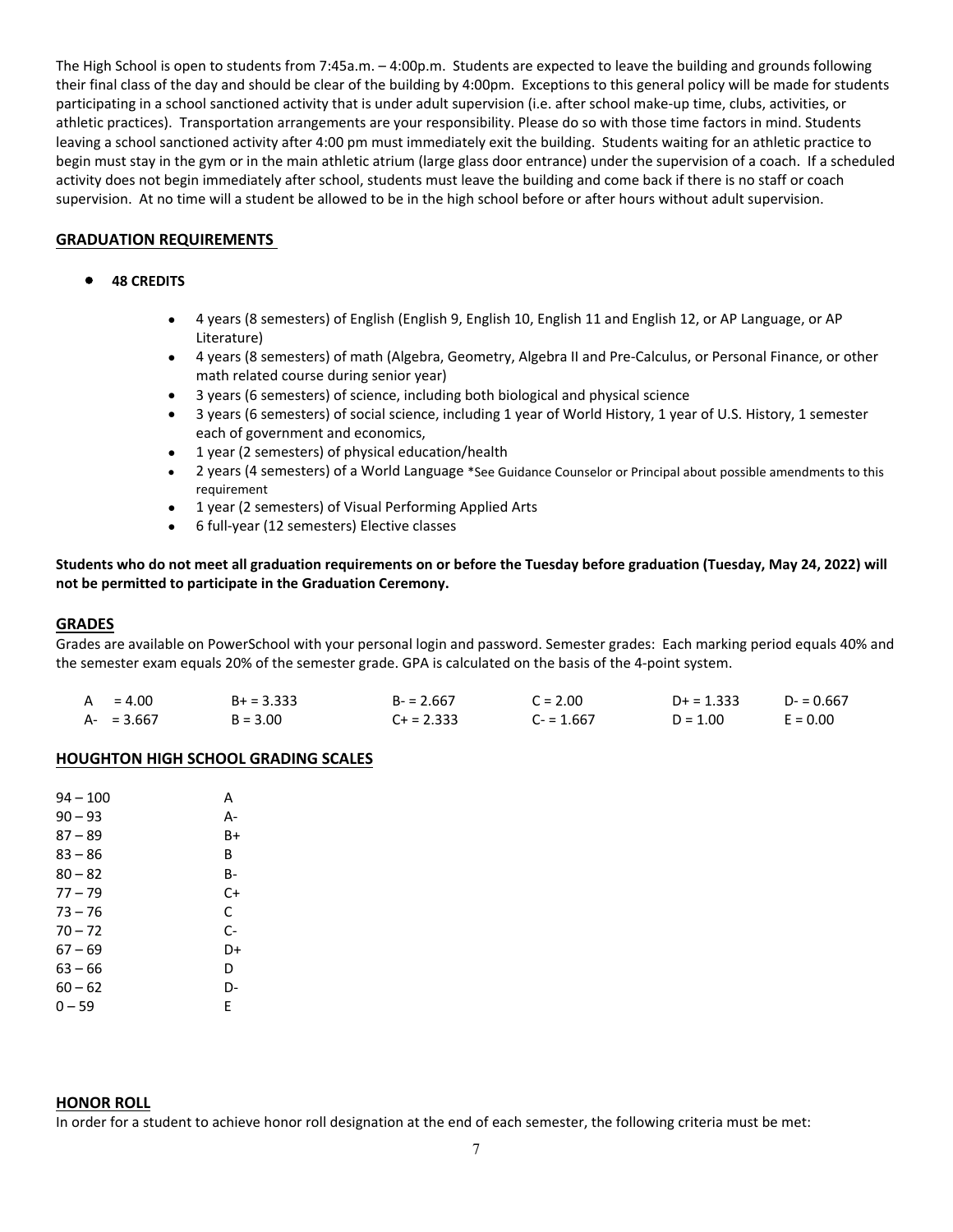The High School is open to students from 7:45a.m. – 4:00p.m. Students are expected to leave the building and grounds following their final class of the day and should be clear of the building by 4:00pm. Exceptions to this general policy will be made for students participating in a school sanctioned activity that is under adult supervision (i.e. after school make-up time, clubs, activities, or athletic practices). Transportation arrangements are your responsibility. Please do so with those time factors in mind. Students leaving a school sanctioned activity after 4:00 pm must immediately exit the building. Students waiting for an athletic practice to begin must stay in the gym or in the main athletic atrium (large glass door entrance) under the supervision of a coach. If a scheduled activity does not begin immediately after school, students must leave the building and come back if there is no staff or coach supervision. At no time will a student be allowed to be in the high school before or after hours without adult supervision.

## GRADUATION REQUIREMENTS

- **48 CREDITS**
    - 4 years (8 semesters) of English (English 9, English 10, English 11 and English 12, or AP Language, or AP Literature)
    - 4 years (8 semesters) of math (Algebra, Geometry, Algebra II and Pre-Calculus, or Personal Finance, or other math related course during senior year)
    - 3 years (6 semesters) of science, including both biological and physical science
    - 3 years (6 semesters) of social science, including 1 year of World History, 1 year of U.S. History, 1 semester each of government and economics,
    - 1 year (2 semesters) of physical education/health
    - 2 years (4 semesters) of a World Language *See Guidance Counselor or Principal about possible amendments to this requirement
    - 1 year (2 semesters) of Visual Performing Applied Arts
    - 6 full-year (12 semesters) Elective classes

**Students who do not meet all graduation requirements on or before the Tuesday before graduation (Tuesday, May 24, 2022) will not be permitted to participate in the Graduation Ceremony.**

## GRADES

Grades are available on PowerSchool with your personal login and password. Semester grades: Each marking period equals 40% and the semester exam equals 20% of the semester grade. GPA is calculated on the basis of the 4-point system.

| | | | | | |
|---|---|---|---|---|---|
| A = 4.00 | B+ = 3.333 | B- = 2.667 | C = 2.00 | D+ = 1.333 | D- = 0.667 |
| A- = 3.667 | B = 3.00 | C+ = 2.333 | C- = 1.667 | D = 1.00 | E = 0.00 |

## HOUGHTON HIGH SCHOOL GRADING SCALES

| | |
|---|---|
| 94 – 100 | A |
| 90 – 93 | A- |
| 87 – 89 | B+ |
| 83 – 86 | B |
| 80 – 82 | B- |
| 77 – 79 | C+ |
| 73 – 76 | C |
| 70 – 72 | C- |
| 67 – 69 | D+ |
| 63 – 66 | D |
| 60 – 62 | D- |
| 0 – 59 | E |

## HONOR ROLL

In order for a student to achieve honor roll designation at the end of each semester, the following criteria must be met: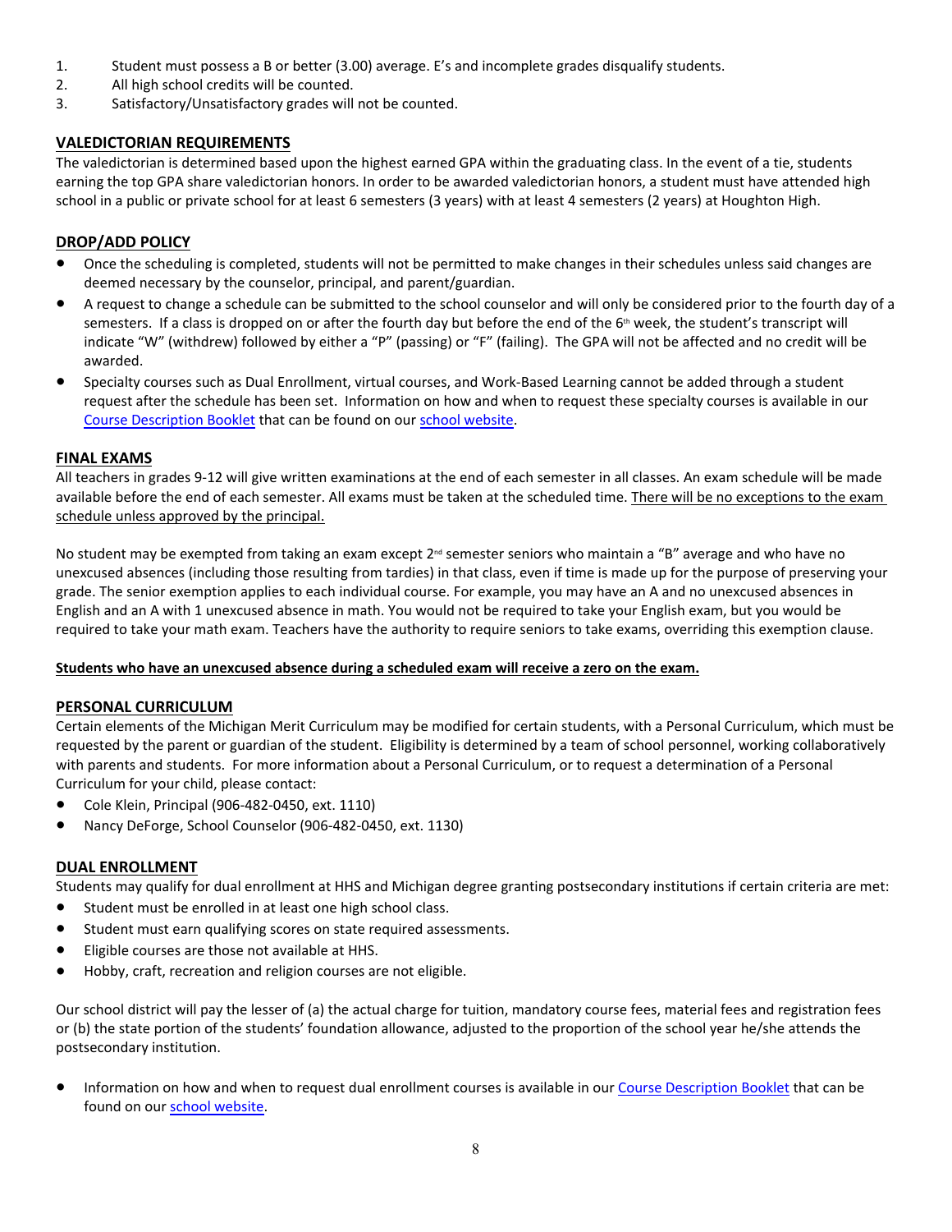1. Student must possess a B or better (3.00) average. E's and incomplete grades disqualify students.
2. All high school credits will be counted.
3. Satisfactory/Unsatisfactory grades will not be counted.

## VALEDICTORIAN REQUIREMENTS

The valedictorian is determined based upon the highest earned GPA within the graduating class. In the event of a tie, students earning the top GPA share valedictorian honors. In order to be awarded valedictorian honors, a student must have attended high school in a public or private school for at least 6 semesters (3 years) with at least 4 semesters (2 years) at Houghton High.

## DROP/ADD POLICY

- Once the scheduling is completed, students will not be permitted to make changes in their schedules unless said changes are deemed necessary by the counselor, principal, and parent/guardian.
- A request to change a schedule can be submitted to the school counselor and will only be considered prior to the fourth day of a semesters. If a class is dropped on or after the fourth day but before the end of the 6th week, the student's transcript will indicate "W" (withdrew) followed by either a "P" (passing) or "F" (failing). The GPA will not be affected and no credit will be awarded.
- Specialty courses such as Dual Enrollment, virtual courses, and Work-Based Learning cannot be added through a student request after the schedule has been set. Information on how and when to request these specialty courses is available in our Course Description Booklet that can be found on our school website.

## FINAL EXAMS

All teachers in grades 9-12 will give written examinations at the end of each semester in all classes. An exam schedule will be made available before the end of each semester. All exams must be taken at the scheduled time. There will be no exceptions to the exam schedule unless approved by the principal.

No student may be exempted from taking an exam except 2nd semester seniors who maintain a "B" average and who have no unexcused absences (including those resulting from tardies) in that class, even if time is made up for the purpose of preserving your grade. The senior exemption applies to each individual course. For example, you may have an A and no unexcused absences in English and an A with 1 unexcused absence in math. You would not be required to take your English exam, but you would be required to take your math exam. Teachers have the authority to require seniors to take exams, overriding this exemption clause.

**Students who have an unexcused absence during a scheduled exam will receive a zero on the exam.**

## PERSONAL CURRICULUM

Certain elements of the Michigan Merit Curriculum may be modified for certain students, with a Personal Curriculum, which must be requested by the parent or guardian of the student. Eligibility is determined by a team of school personnel, working collaboratively with parents and students. For more information about a Personal Curriculum, or to request a determination of a Personal Curriculum for your child, please contact:

- Cole Klein, Principal (906-482-0450, ext. 1110)
- Nancy DeForge, School Counselor (906-482-0450, ext. 1130)

## DUAL ENROLLMENT

Students may qualify for dual enrollment at HHS and Michigan degree granting postsecondary institutions if certain criteria are met:

- Student must be enrolled in at least one high school class.
- Student must earn qualifying scores on state required assessments.
- Eligible courses are those not available at HHS.
- Hobby, craft, recreation and religion courses are not eligible.

Our school district will pay the lesser of (a) the actual charge for tuition, mandatory course fees, material fees and registration fees or (b) the state portion of the students' foundation allowance, adjusted to the proportion of the school year he/she attends the postsecondary institution.

- Information on how and when to request dual enrollment courses is available in our Course Description Booklet that can be found on our school website.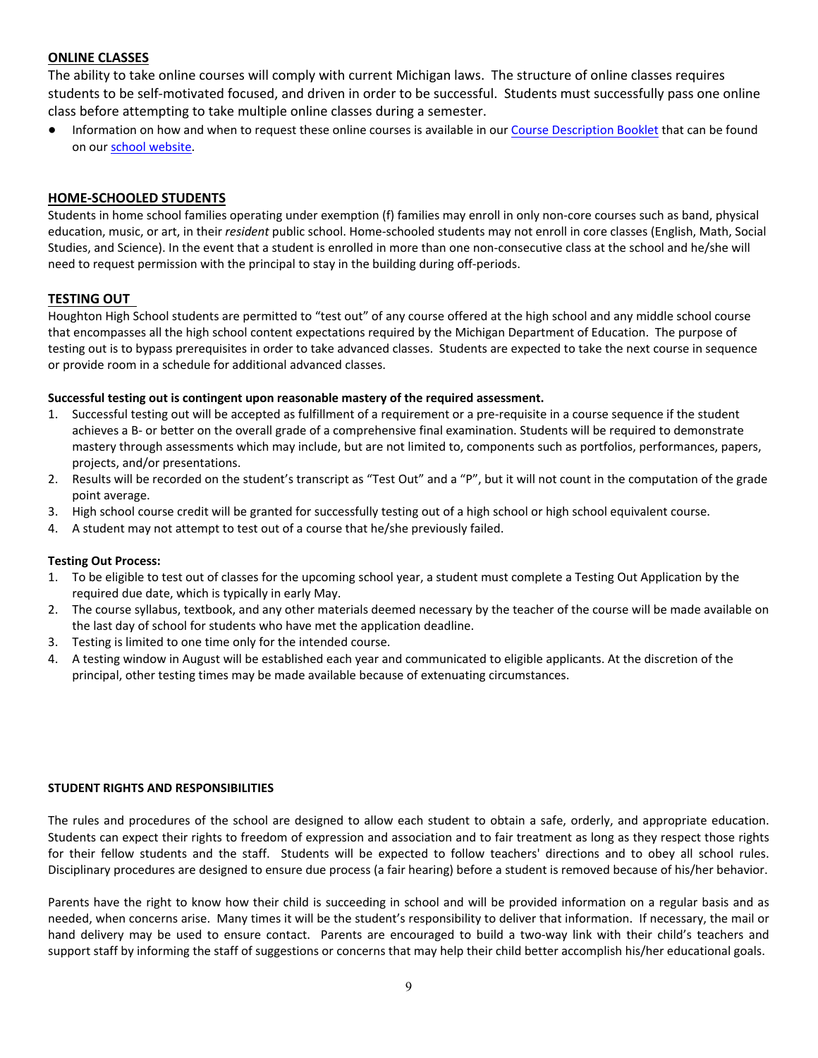## ONLINE CLASSES

The ability to take online courses will comply with current Michigan laws. The structure of online classes requires students to be self-motivated focused, and driven in order to be successful. Students must successfully pass one online class before attempting to take multiple online classes during a semester.

- Information on how and when to request these online courses is available in our Course Description Booklet that can be found on our school website.

## HOME-SCHOOLED STUDENTS

Students in home school families operating under exemption (f) families may enroll in only non-core courses such as band, physical education, music, or art, in their *resident* public school. Home-schooled students may not enroll in core classes (English, Math, Social Studies, and Science). In the event that a student is enrolled in more than one non-consecutive class at the school and he/she will need to request permission with the principal to stay in the building during off-periods.

## TESTING OUT

Houghton High School students are permitted to "test out" of any course offered at the high school and any middle school course that encompasses all the high school content expectations required by the Michigan Department of Education. The purpose of testing out is to bypass prerequisites in order to take advanced classes. Students are expected to take the next course in sequence or provide room in a schedule for additional advanced classes.

**Successful testing out is contingent upon reasonable mastery of the required assessment.**

1. Successful testing out will be accepted as fulfillment of a requirement or a pre-requisite in a course sequence if the student achieves a B- or better on the overall grade of a comprehensive final examination. Students will be required to demonstrate mastery through assessments which may include, but are not limited to, components such as portfolios, performances, papers, projects, and/or presentations.
2. Results will be recorded on the student's transcript as "Test Out" and a "P", but it will not count in the computation of the grade point average.
3. High school course credit will be granted for successfully testing out of a high school or high school equivalent course.
4. A student may not attempt to test out of a course that he/she previously failed.

**Testing Out Process:**

1. To be eligible to test out of classes for the upcoming school year, a student must complete a Testing Out Application by the required due date, which is typically in early May.
2. The course syllabus, textbook, and any other materials deemed necessary by the teacher of the course will be made available on the last day of school for students who have met the application deadline.
3. Testing is limited to one time only for the intended course.
4. A testing window in August will be established each year and communicated to eligible applicants. At the discretion of the principal, other testing times may be made available because of extenuating circumstances.

## STUDENT RIGHTS AND RESPONSIBILITIES

The rules and procedures of the school are designed to allow each student to obtain a safe, orderly, and appropriate education. Students can expect their rights to freedom of expression and association and to fair treatment as long as they respect those rights for their fellow students and the staff. Students will be expected to follow teachers' directions and to obey all school rules. Disciplinary procedures are designed to ensure due process (a fair hearing) before a student is removed because of his/her behavior.

Parents have the right to know how their child is succeeding in school and will be provided information on a regular basis and as needed, when concerns arise. Many times it will be the student's responsibility to deliver that information. If necessary, the mail or hand delivery may be used to ensure contact. Parents are encouraged to build a two-way link with their child's teachers and support staff by informing the staff of suggestions or concerns that may help their child better accomplish his/her educational goals.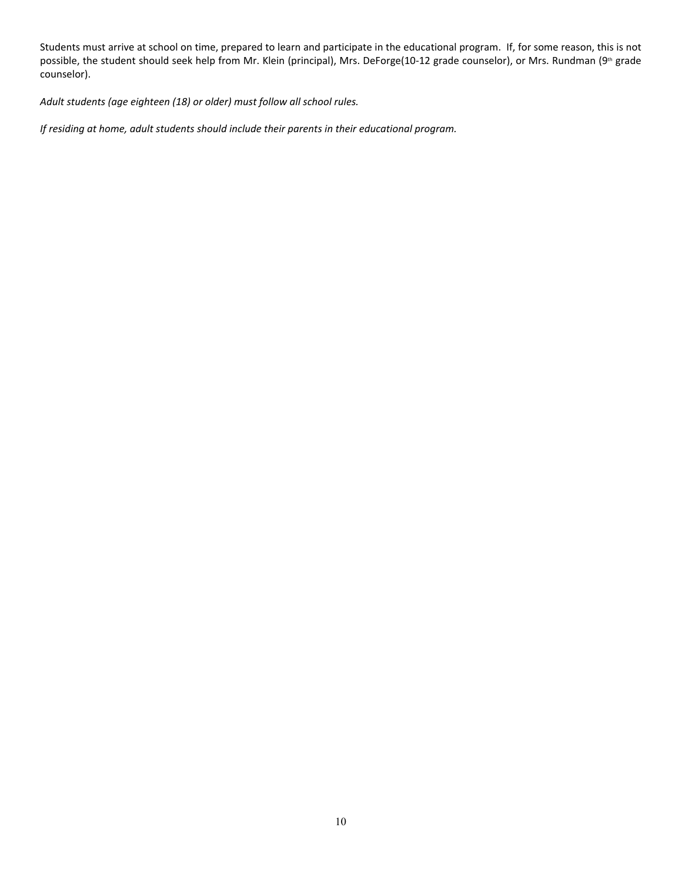Students must arrive at school on time, prepared to learn and participate in the educational program. If, for some reason, this is not possible, the student should seek help from Mr. Klein (principal), Mrs. DeForge(10-12 grade counselor), or Mrs. Rundman (9th grade counselor).

*Adult students (age eighteen (18) or older) must follow all school rules.*

*If residing at home, adult students should include their parents in their educational program.*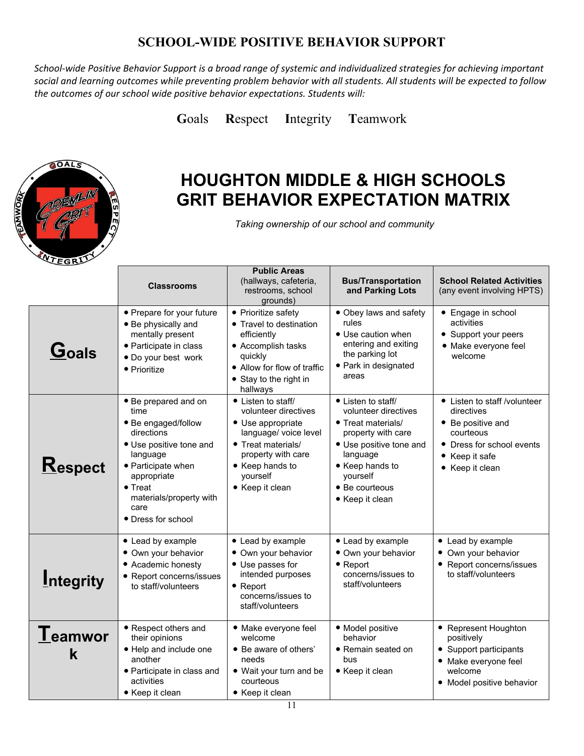## SCHOOL-WIDE POSITIVE BEHAVIOR SUPPORT

*School-wide Positive Behavior Support is a broad range of systemic and individualized strategies for achieving important social and learning outcomes while preventing problem behavior with all students. All students will be expected to follow the outcomes of our school wide positive behavior expectations. Students will:*

**G**oals **R**espect **I**ntegrity **T**eamwork

# HOUGHTON MIDDLE & HIGH SCHOOLS GRIT BEHAVIOR EXPECTATION MATRIX

*Taking ownership of our school and community*

| | **Classrooms** | **Public Areas** (hallways, cafeteria, restrooms, school grounds) | **Bus/Transportation and Parking Lots** | **School Related Activities** (any event involving HPTS) |
|---|---|---|---|---|
| **Goals** | • Prepare for your future<br>• Be physically and mentally present<br>• Participate in class<br>• Do your best work<br>• Prioritize | • Prioritize safety<br>• Travel to destination efficiently<br>• Accomplish tasks quickly<br>• Allow for flow of traffic<br>• Stay to the right in hallways | • Obey laws and safety rules<br>• Use caution when entering and exiting the parking lot<br>• Park in designated areas | • Engage in school activities<br>• Support your peers<br>• Make everyone feel welcome |
| **Respect** | • Be prepared and on time<br>• Be engaged/follow directions<br>• Use positive tone and language<br>• Participate when appropriate<br>• Treat materials/property with care<br>• Dress for school | • Listen to staff/ volunteer directives<br>• Use appropriate language/ voice level<br>• Treat materials/ property with care<br>• Keep hands to yourself<br>• Keep it clean | • Listen to staff/ volunteer directives<br>• Treat materials/ property with care<br>• Use positive tone and language<br>• Keep hands to yourself<br>• Be courteous<br>• Keep it clean | • Listen to staff /volunteer directives<br>• Be positive and courteous<br>• Dress for school events<br>• Keep it safe<br>• Keep it clean |
| **Integrity** | • Lead by example<br>• Own your behavior<br>• Academic honesty<br>• Report concerns/issues to staff/volunteers | • Lead by example<br>• Own your behavior<br>• Use passes for intended purposes<br>• Report concerns/issues to staff/volunteers | • Lead by example<br>• Own your behavior<br>• Report concerns/issues to staff/volunteers | • Lead by example<br>• Own your behavior<br>• Report concerns/issues to staff/volunteers |
| **Teamwork** | • Respect others and their opinions<br>• Help and include one another<br>• Participate in class and activities<br>• Keep it clean | • Make everyone feel welcome<br>• Be aware of others' needs<br>• Wait your turn and be courteous<br>• Keep it clean | • Model positive behavior<br>• Remain seated on bus<br>• Keep it clean | • Represent Houghton positively<br>• Support participants<br>• Make everyone feel welcome<br>• Model positive behavior |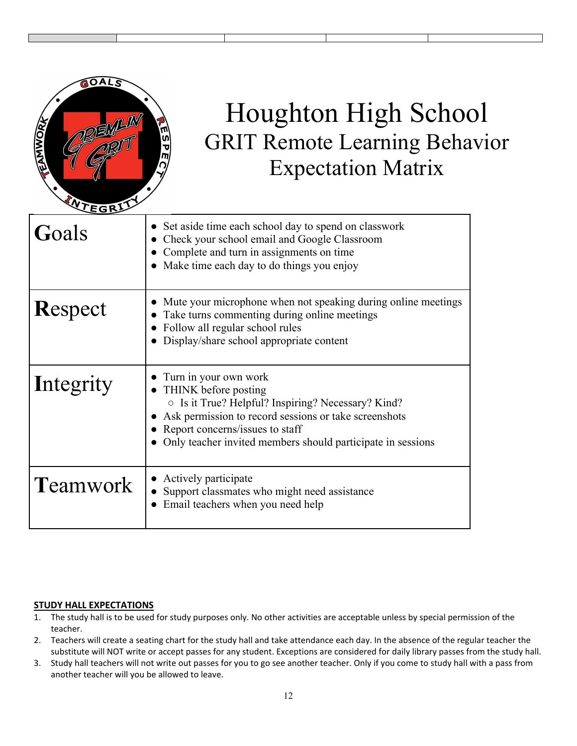# Houghton High School
## GRIT Remote Learning Behavior Expectation Matrix

| | |
|---|---|
| **Goals** | • Set aside time each school day to spend on classwork<br>• Check your school email and Google Classroom<br>• Complete and turn in assignments on time<br>• Make time each day to do things you enjoy |
| **Respect** | • Mute your microphone when not speaking during online meetings<br>• Take turns commenting during online meetings<br>• Follow all regular school rules<br>• Display/share school appropriate content |
| **Integrity** | • Turn in your own work<br>• THINK before posting<br>&nbsp;&nbsp;○ Is it True? Helpful? Inspiring? Necessary? Kind?<br>• Ask permission to record sessions or take screenshots<br>• Report concerns/issues to staff<br>• Only teacher invited members should participate in sessions |
| **Teamwork** | • Actively participate<br>• Support classmates who might need assistance<br>• Email teachers when you need help |

**STUDY HALL EXPECTATIONS**

1. The study hall is to be used for study purposes only. No other activities are acceptable unless by special permission of the teacher.
2. Teachers will create a seating chart for the study hall and take attendance each day. In the absence of the regular teacher the substitute will NOT write or accept passes for any student. Exceptions are considered for daily library passes from the study hall.
3. Study hall teachers will not write out passes for you to go see another teacher. Only if you come to study hall with a pass from another teacher will you be allowed to leave.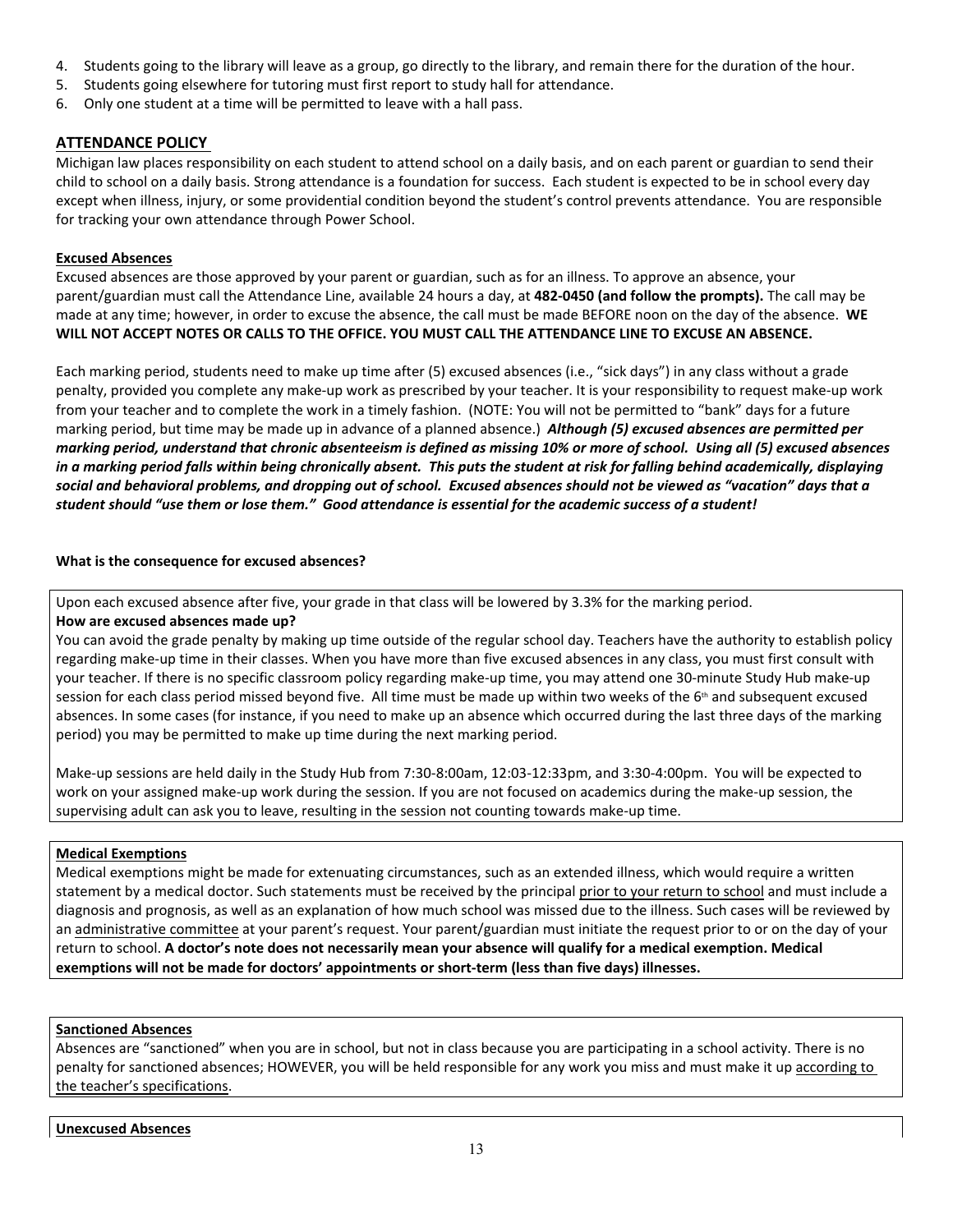4. Students going to the library will leave as a group, go directly to the library, and remain there for the duration of the hour.
5. Students going elsewhere for tutoring must first report to study hall for attendance.
6. Only one student at a time will be permitted to leave with a hall pass.

## ATTENDANCE POLICY

Michigan law places responsibility on each student to attend school on a daily basis, and on each parent or guardian to send their child to school on a daily basis. Strong attendance is a foundation for success. Each student is expected to be in school every day except when illness, injury, or some providential condition beyond the student's control prevents attendance. You are responsible for tracking your own attendance through Power School.

### Excused Absences

Excused absences are those approved by your parent or guardian, such as for an illness. To approve an absence, your parent/guardian must call the Attendance Line, available 24 hours a day, at **482-0450 (and follow the prompts).** The call may be made at any time; however, in order to excuse the absence, the call must be made BEFORE noon on the day of the absence. **WE WILL NOT ACCEPT NOTES OR CALLS TO THE OFFICE. YOU MUST CALL THE ATTENDANCE LINE TO EXCUSE AN ABSENCE.**

Each marking period, students need to make up time after (5) excused absences (i.e., "sick days") in any class without a grade penalty, provided you complete any make-up work as prescribed by your teacher. It is your responsibility to request make-up work from your teacher and to complete the work in a timely fashion. (NOTE: You will not be permitted to "bank" days for a future marking period, but time may be made up in advance of a planned absence.) ***Although (5) excused absences are permitted per marking period, understand that chronic absenteeism is defined as missing 10% or more of school. Using all (5) excused absences in a marking period falls within being chronically absent. This puts the student at risk for falling behind academically, displaying social and behavioral problems, and dropping out of school. Excused absences should not be viewed as "vacation" days that a student should "use them or lose them." Good attendance is essential for the academic success of a student!***

**What is the consequence for excused absences?**

Upon each excused absence after five, your grade in that class will be lowered by 3.3% for the marking period.

**How are excused absences made up?**

You can avoid the grade penalty by making up time outside of the regular school day. Teachers have the authority to establish policy regarding make-up time in their classes. When you have more than five excused absences in any class, you must first consult with your teacher. If there is no specific classroom policy regarding make-up time, you may attend one 30-minute Study Hub make-up session for each class period missed beyond five. All time must be made up within two weeks of the 6th and subsequent excused absences. In some cases (for instance, if you need to make up an absence which occurred during the last three days of the marking period) you may be permitted to make up time during the next marking period.

Make-up sessions are held daily in the Study Hub from 7:30-8:00am, 12:03-12:33pm, and 3:30-4:00pm. You will be expected to work on your assigned make-up work during the session. If you are not focused on academics during the make-up session, the supervising adult can ask you to leave, resulting in the session not counting towards make-up time.

### Medical Exemptions

Medical exemptions might be made for extenuating circumstances, such as an extended illness, which would require a written statement by a medical doctor. Such statements must be received by the principal prior to your return to school and must include a diagnosis and prognosis, as well as an explanation of how much school was missed due to the illness. Such cases will be reviewed by an administrative committee at your parent's request. Your parent/guardian must initiate the request prior to or on the day of your return to school. **A doctor's note does not necessarily mean your absence will qualify for a medical exemption. Medical exemptions will not be made for doctors' appointments or short-term (less than five days) illnesses.**

### Sanctioned Absences

Absences are "sanctioned" when you are in school, but not in class because you are participating in a school activity. There is no penalty for sanctioned absences; HOWEVER, you will be held responsible for any work you miss and must make it up according to the teacher's specifications.

### Unexcused Absences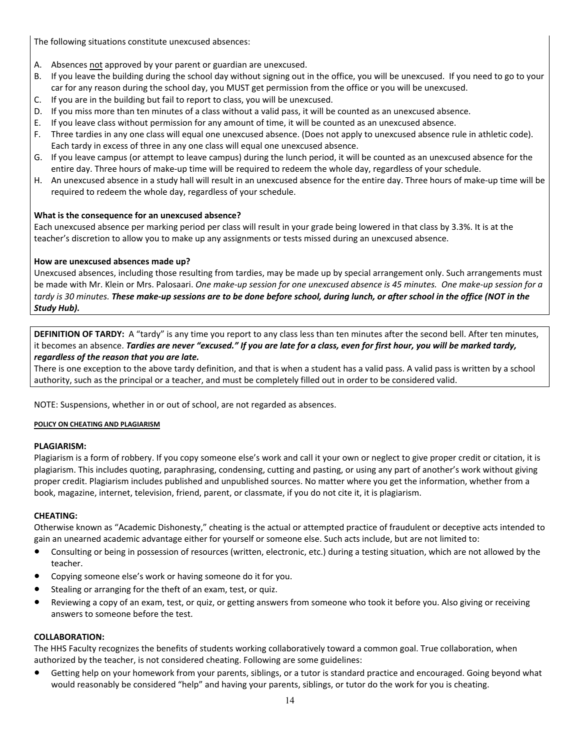The following situations constitute unexcused absences:

A. Absences <u>not</u> approved by your parent or guardian are unexcused.
B. If you leave the building during the school day without signing out in the office, you will be unexcused. If you need to go to your car for any reason during the school day, you MUST get permission from the office or you will be unexcused.
C. If you are in the building but fail to report to class, you will be unexcused.
D. If you miss more than ten minutes of a class without a valid pass, it will be counted as an unexcused absence.
E. If you leave class without permission for any amount of time, it will be counted as an unexcused absence.
F. Three tardies in any one class will equal one unexcused absence. (Does not apply to unexcused absence rule in athletic code). Each tardy in excess of three in any one class will equal one unexcused absence.
G. If you leave campus (or attempt to leave campus) during the lunch period, it will be counted as an unexcused absence for the entire day. Three hours of make-up time will be required to redeem the whole day, regardless of your schedule.
H. An unexcused absence in a study hall will result in an unexcused absence for the entire day. Three hours of make-up time will be required to redeem the whole day, regardless of your schedule.

**What is the consequence for an unexcused absence?**
Each unexcused absence per marking period per class will result in your grade being lowered in that class by 3.3%. It is at the teacher's discretion to allow you to make up any assignments or tests missed during an unexcused absence.

**How are unexcused absences made up?**
Unexcused absences, including those resulting from tardies, may be made up by special arrangement only. Such arrangements must be made with Mr. Klein or Mrs. Palosaari. *One make-up session for one unexcused absence is 45 minutes. One make-up session for a tardy is 30 minutes.* ***These make-up sessions are to be done before school, during lunch, or after school in the office (NOT in the Study Hub).***

**DEFINITION OF TARDY:** A "tardy" is any time you report to any class less than ten minutes after the second bell. After ten minutes, it becomes an absence. ***Tardies are never "excused." If you are late for a class, even for first hour, you will be marked tardy, regardless of the reason that you are late.***
There is one exception to the above tardy definition, and that is when a student has a valid pass. A valid pass is written by a school authority, such as the principal or a teacher, and must be completely filled out in order to be considered valid.

NOTE: Suspensions, whether in or out of school, are not regarded as absences.

## POLICY ON CHEATING AND PLAGIARISM

### PLAGIARISM:
Plagiarism is a form of robbery. If you copy someone else's work and call it your own or neglect to give proper credit or citation, it is plagiarism. This includes quoting, paraphrasing, condensing, cutting and pasting, or using any part of another's work without giving proper credit. Plagiarism includes published and unpublished sources. No matter where you get the information, whether from a book, magazine, internet, television, friend, parent, or classmate, if you do not cite it, it is plagiarism.

### CHEATING:
Otherwise known as "Academic Dishonesty," cheating is the actual or attempted practice of fraudulent or deceptive acts intended to gain an unearned academic advantage either for yourself or someone else. Such acts include, but are not limited to:

- Consulting or being in possession of resources (written, electronic, etc.) during a testing situation, which are not allowed by the teacher.
- Copying someone else's work or having someone do it for you.
- Stealing or arranging for the theft of an exam, test, or quiz.
- Reviewing a copy of an exam, test, or quiz, or getting answers from someone who took it before you. Also giving or receiving answers to someone before the test.

### COLLABORATION:
The HHS Faculty recognizes the benefits of students working collaboratively toward a common goal. True collaboration, when authorized by the teacher, is not considered cheating. Following are some guidelines:

- Getting help on your homework from your parents, siblings, or a tutor is standard practice and encouraged. Going beyond what would reasonably be considered "help" and having your parents, siblings, or tutor do the work for you is cheating.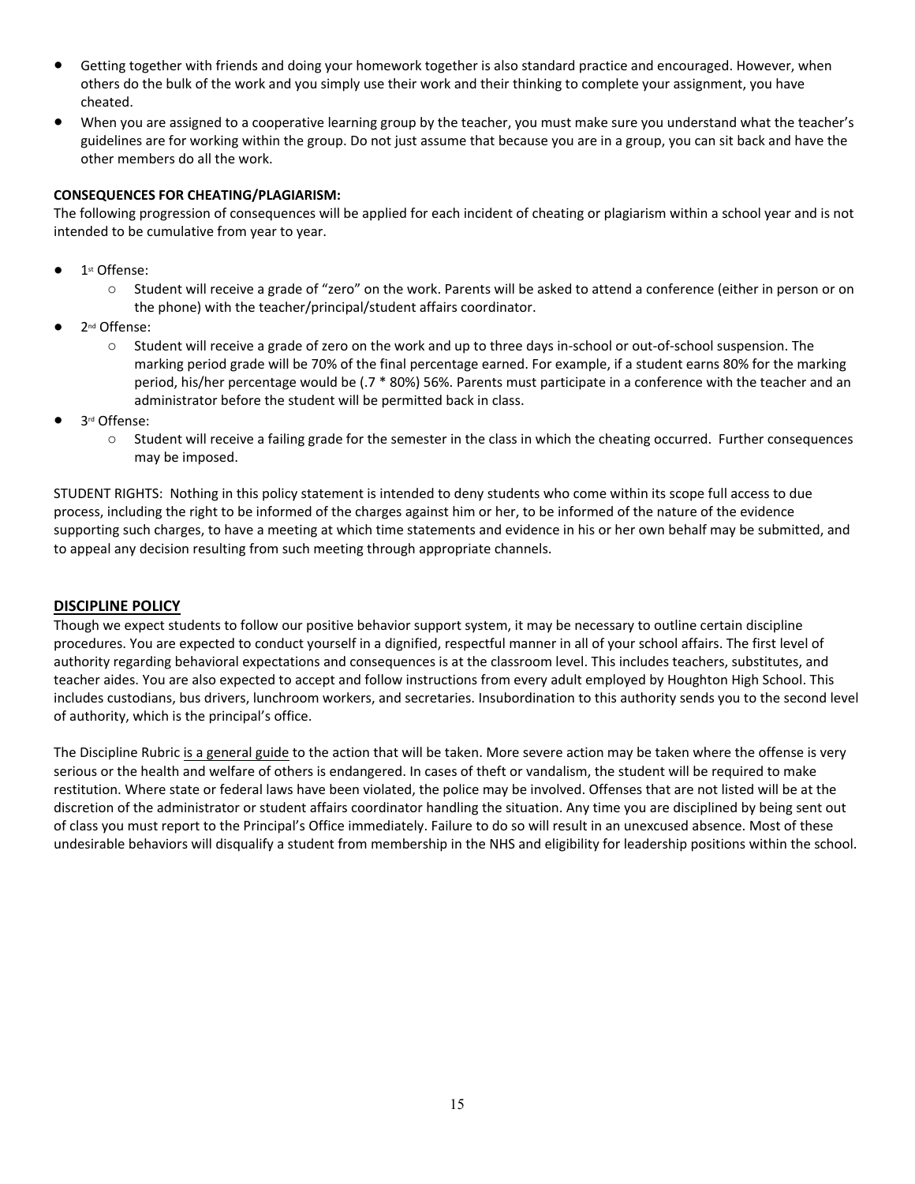- Getting together with friends and doing your homework together is also standard practice and encouraged. However, when others do the bulk of the work and you simply use their work and their thinking to complete your assignment, you have cheated.
- When you are assigned to a cooperative learning group by the teacher, you must make sure you understand what the teacher's guidelines are for working within the group. Do not just assume that because you are in a group, you can sit back and have the other members do all the work.

**CONSEQUENCES FOR CHEATING/PLAGIARISM:**

The following progression of consequences will be applied for each incident of cheating or plagiarism within a school year and is not intended to be cumulative from year to year.

- 1st Offense:
  - Student will receive a grade of "zero" on the work. Parents will be asked to attend a conference (either in person or on the phone) with the teacher/principal/student affairs coordinator.
- 2nd Offense:
  - Student will receive a grade of zero on the work and up to three days in-school or out-of-school suspension. The marking period grade will be 70% of the final percentage earned. For example, if a student earns 80% for the marking period, his/her percentage would be (.7 * 80%) 56%. Parents must participate in a conference with the teacher and an administrator before the student will be permitted back in class.
- 3rd Offense:
  - Student will receive a failing grade for the semester in the class in which the cheating occurred. Further consequences may be imposed.

STUDENT RIGHTS: Nothing in this policy statement is intended to deny students who come within its scope full access to due process, including the right to be informed of the charges against him or her, to be informed of the nature of the evidence supporting such charges, to have a meeting at which time statements and evidence in his or her own behalf may be submitted, and to appeal any decision resulting from such meeting through appropriate channels.

## DISCIPLINE POLICY

Though we expect students to follow our positive behavior support system, it may be necessary to outline certain discipline procedures. You are expected to conduct yourself in a dignified, respectful manner in all of your school affairs. The first level of authority regarding behavioral expectations and consequences is at the classroom level. This includes teachers, substitutes, and teacher aides. You are also expected to accept and follow instructions from every adult employed by Houghton High School. This includes custodians, bus drivers, lunchroom workers, and secretaries. Insubordination to this authority sends you to the second level of authority, which is the principal's office.

The Discipline Rubric is a general guide to the action that will be taken. More severe action may be taken where the offense is very serious or the health and welfare of others is endangered. In cases of theft or vandalism, the student will be required to make restitution. Where state or federal laws have been violated, the police may be involved. Offenses that are not listed will be at the discretion of the administrator or student affairs coordinator handling the situation. Any time you are disciplined by being sent out of class you must report to the Principal's Office immediately. Failure to do so will result in an unexcused absence. Most of these undesirable behaviors will disqualify a student from membership in the NHS and eligibility for leadership positions within the school.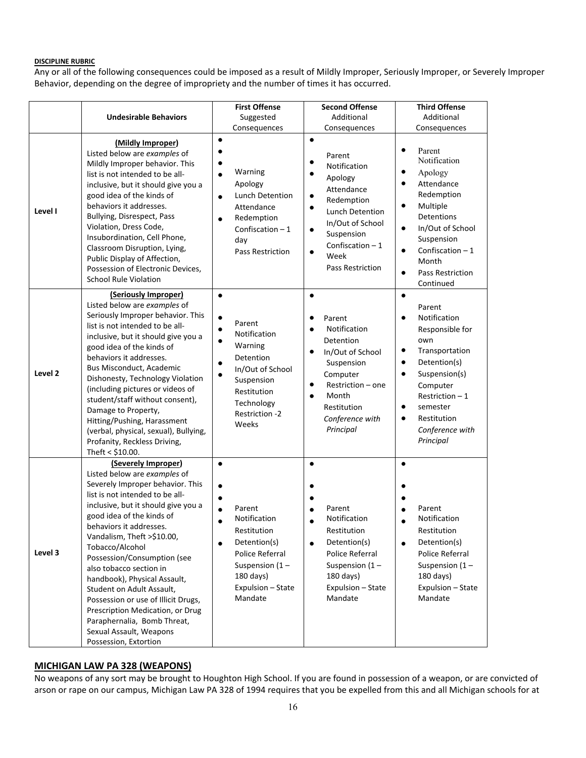**DISCIPLINE RUBRIC**

Any or all of the following consequences could be imposed as a result of Mildly Improper, Seriously Improper, or Severely Improper Behavior, depending on the degree of impropriety and the number of times it has occurred.

| | Undesirable Behaviors | First Offense Suggested Consequences | Second Offense Additional Consequences | Third Offense Additional Consequences |
|---|---|---|---|---|
| Level I | **(Mildly Improper)** Listed below are *examples* of Mildly Improper behavior. This list is not intended to be all-inclusive, but it should give you a good idea of the kinds of behaviors it addresses. Bullying, Disrespect, Pass Violation, Dress Code, Insubordination, Cell Phone, Classroom Disruption, Lying, Public Display of Affection, Possession of Electronic Devices, School Rule Violation | • Warning<br>• Apology<br>• Lunch Detention<br>• Attendance Redemption<br>• Confiscation – 1 day<br>• Pass Restriction | • Parent Notification<br>• Apology<br>• Attendance Redemption<br>• Lunch Detention<br>• In/Out of School Suspension<br>• Confiscation – 1 Week<br>• Pass Restriction | • Parent Notification<br>• Apology<br>• Attendance Redemption<br>• Multiple Detentions<br>• In/Out of School Suspension<br>• Confiscation – 1 Month<br>• Pass Restriction Continued |
| Level 2 | **(Seriously Improper)** Listed below are *examples* of Seriously Improper behavior. This list is not intended to be all-inclusive, but it should give you a good idea of the kinds of behaviors it addresses. Bus Misconduct, Academic Dishonesty, Technology Violation (including pictures or videos of student/staff without consent), Damage to Property, Hitting/Pushing, Harassment (verbal, physical, sexual), Bullying, Profanity, Reckless Driving, Theft < $10.00. | • Parent Notification<br>• Warning<br>• Detention<br>• In/Out of School Suspension<br>• Restitution<br>• Technology Restriction -2 Weeks | • Parent Notification<br>• Detention<br>• In/Out of School Suspension<br>• Computer Restriction – one Month<br>• Restitution<br>• *Conference with Principal* | • Parent Notification<br>• Responsible for own Transportation<br>• Detention(s)<br>• Suspension(s)<br>• Computer Restriction – 1 semester<br>• Restitution<br>• *Conference with Principal* |
| Level 3 | **(Severely Improper)** Listed below are *examples* of Severely Improper behavior. This list is not intended to be all-inclusive, but it should give you a good idea of the kinds of behaviors it addresses. Vandalism, Theft >$10.00, Tobacco/Alcohol Possession/Consumption (see also tobacco section in handbook), Physical Assault, Student on Adult Assault, Possession or use of Illicit Drugs, Prescription Medication, or Drug Paraphernalia, Bomb Threat, Sexual Assault, Weapons Possession, Extortion | • Parent Notification<br>• Restitution<br>• Detention(s)<br>• Police Referral<br>• Suspension (1 – 180 days)<br>• Expulsion – State Mandate | • Parent Notification<br>• Restitution<br>• Detention(s)<br>• Police Referral<br>• Suspension (1 – 180 days)<br>• Expulsion – State Mandate | • Parent Notification<br>• Restitution<br>• Detention(s)<br>• Police Referral<br>• Suspension (1 – 180 days)<br>• Expulsion – State Mandate |

## MICHIGAN LAW PA 328 (WEAPONS)

No weapons of any sort may be brought to Houghton High School. If you are found in possession of a weapon, or are convicted of arson or rape on our campus, Michigan Law PA 328 of 1994 requires that you be expelled from this and all Michigan schools for at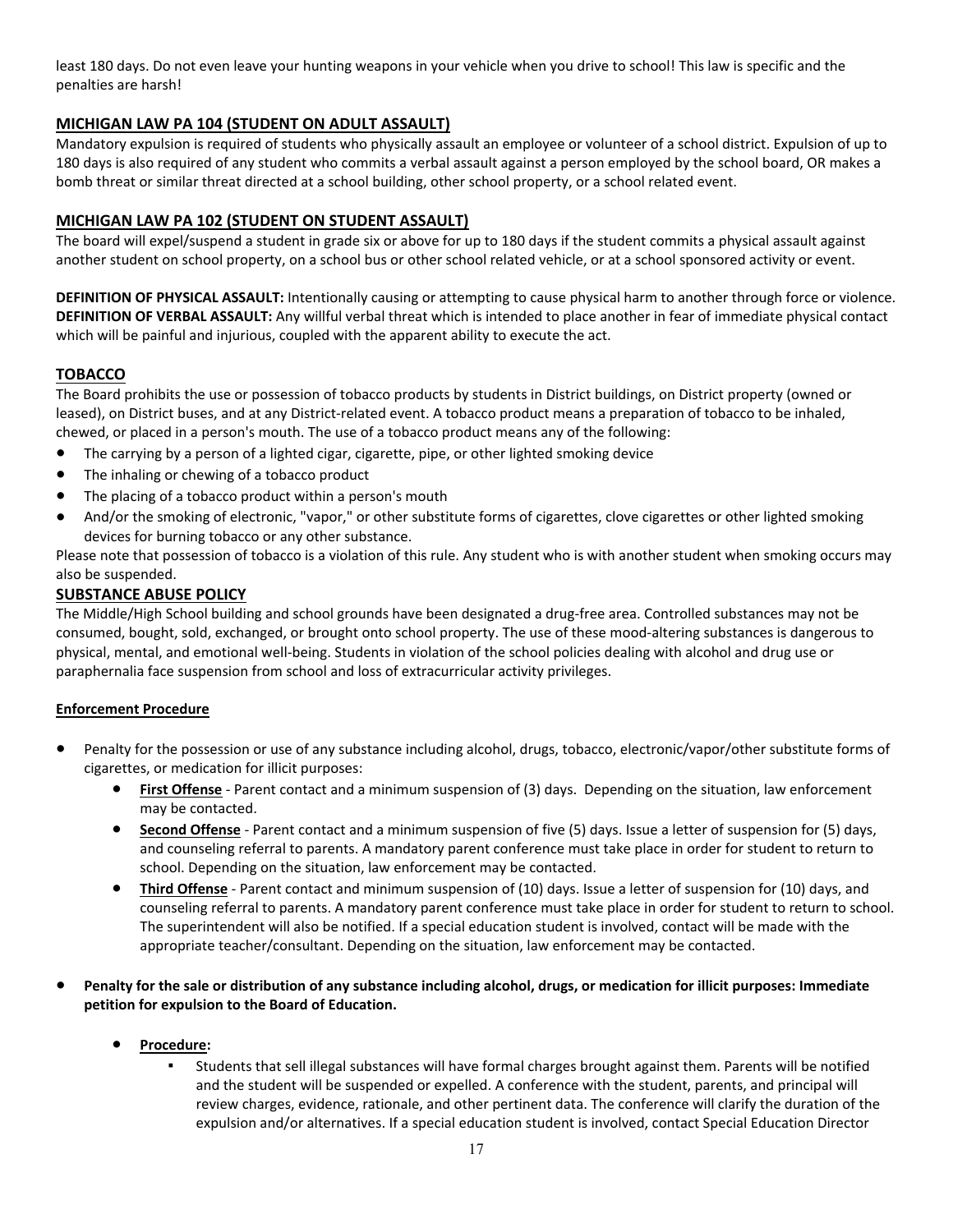least 180 days. Do not even leave your hunting weapons in your vehicle when you drive to school! This law is specific and the penalties are harsh!

## MICHIGAN LAW PA 104 (STUDENT ON ADULT ASSAULT)

Mandatory expulsion is required of students who physically assault an employee or volunteer of a school district. Expulsion of up to 180 days is also required of any student who commits a verbal assault against a person employed by the school board, OR makes a bomb threat or similar threat directed at a school building, other school property, or a school related event.

## MICHIGAN LAW PA 102 (STUDENT ON STUDENT ASSAULT)

The board will expel/suspend a student in grade six or above for up to 180 days if the student commits a physical assault against another student on school property, on a school bus or other school related vehicle, or at a school sponsored activity or event.

**DEFINITION OF PHYSICAL ASSAULT:** Intentionally causing or attempting to cause physical harm to another through force or violence.
**DEFINITION OF VERBAL ASSAULT:** Any willful verbal threat which is intended to place another in fear of immediate physical contact which will be painful and injurious, coupled with the apparent ability to execute the act.

## TOBACCO

The Board prohibits the use or possession of tobacco products by students in District buildings, on District property (owned or leased), on District buses, and at any District-related event. A tobacco product means a preparation of tobacco to be inhaled, chewed, or placed in a person's mouth. The use of a tobacco product means any of the following:

- The carrying by a person of a lighted cigar, cigarette, pipe, or other lighted smoking device
- The inhaling or chewing of a tobacco product
- The placing of a tobacco product within a person's mouth
- And/or the smoking of electronic, "vapor," or other substitute forms of cigarettes, clove cigarettes or other lighted smoking devices for burning tobacco or any other substance.

Please note that possession of tobacco is a violation of this rule. Any student who is with another student when smoking occurs may also be suspended.

## SUBSTANCE ABUSE POLICY

The Middle/High School building and school grounds have been designated a drug-free area. Controlled substances may not be consumed, bought, sold, exchanged, or brought onto school property. The use of these mood-altering substances is dangerous to physical, mental, and emotional well-being. Students in violation of the school policies dealing with alcohol and drug use or paraphernalia face suspension from school and loss of extracurricular activity privileges.

### Enforcement Procedure

- Penalty for the possession or use of any substance including alcohol, drugs, tobacco, electronic/vapor/other substitute forms of cigarettes, or medication for illicit purposes:
    - **First Offense** - Parent contact and a minimum suspension of (3) days. Depending on the situation, law enforcement may be contacted.
    - **Second Offense** - Parent contact and a minimum suspension of five (5) days. Issue a letter of suspension for (5) days, and counseling referral to parents. A mandatory parent conference must take place in order for student to return to school. Depending on the situation, law enforcement may be contacted.
    - **Third Offense** - Parent contact and minimum suspension of (10) days. Issue a letter of suspension for (10) days, and counseling referral to parents. A mandatory parent conference must take place in order for student to return to school. The superintendent will also be notified. If a special education student is involved, contact will be made with the appropriate teacher/consultant. Depending on the situation, law enforcement may be contacted.

- **Penalty for the sale or distribution of any substance including alcohol, drugs, or medication for illicit purposes: Immediate petition for expulsion to the Board of Education.**

    - **Procedure:**
        - Students that sell illegal substances will have formal charges brought against them. Parents will be notified and the student will be suspended or expelled. A conference with the student, parents, and principal will review charges, evidence, rationale, and other pertinent data. The conference will clarify the duration of the expulsion and/or alternatives. If a special education student is involved, contact Special Education Director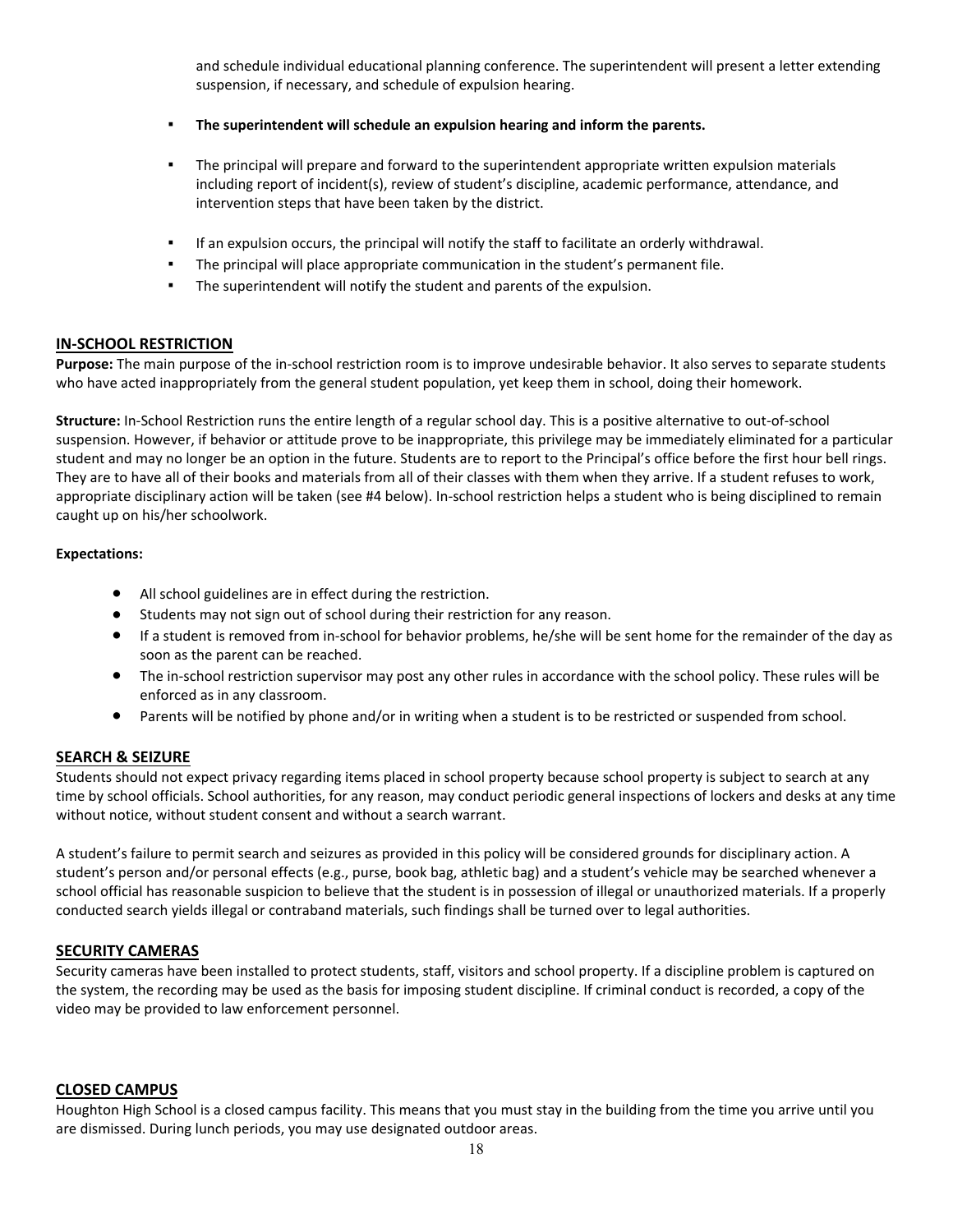and schedule individual educational planning conference. The superintendent will present a letter extending suspension, if necessary, and schedule of expulsion hearing.

- **The superintendent will schedule an expulsion hearing and inform the parents.**
- The principal will prepare and forward to the superintendent appropriate written expulsion materials including report of incident(s), review of student's discipline, academic performance, attendance, and intervention steps that have been taken by the district.
- If an expulsion occurs, the principal will notify the staff to facilitate an orderly withdrawal.
- The principal will place appropriate communication in the student's permanent file.
- The superintendent will notify the student and parents of the expulsion.

## IN-SCHOOL RESTRICTION

**Purpose:** The main purpose of the in-school restriction room is to improve undesirable behavior. It also serves to separate students who have acted inappropriately from the general student population, yet keep them in school, doing their homework.

**Structure:** In-School Restriction runs the entire length of a regular school day. This is a positive alternative to out-of-school suspension. However, if behavior or attitude prove to be inappropriate, this privilege may be immediately eliminated for a particular student and may no longer be an option in the future. Students are to report to the Principal's office before the first hour bell rings. They are to have all of their books and materials from all of their classes with them when they arrive. If a student refuses to work, appropriate disciplinary action will be taken (see #4 below). In-school restriction helps a student who is being disciplined to remain caught up on his/her schoolwork.

**Expectations:**

- All school guidelines are in effect during the restriction.
- Students may not sign out of school during their restriction for any reason.
- If a student is removed from in-school for behavior problems, he/she will be sent home for the remainder of the day as soon as the parent can be reached.
- The in-school restriction supervisor may post any other rules in accordance with the school policy. These rules will be enforced as in any classroom.
- Parents will be notified by phone and/or in writing when a student is to be restricted or suspended from school.

## SEARCH & SEIZURE

Students should not expect privacy regarding items placed in school property because school property is subject to search at any time by school officials. School authorities, for any reason, may conduct periodic general inspections of lockers and desks at any time without notice, without student consent and without a search warrant.

A student's failure to permit search and seizures as provided in this policy will be considered grounds for disciplinary action. A student's person and/or personal effects (e.g., purse, book bag, athletic bag) and a student's vehicle may be searched whenever a school official has reasonable suspicion to believe that the student is in possession of illegal or unauthorized materials. If a properly conducted search yields illegal or contraband materials, such findings shall be turned over to legal authorities.

## SECURITY CAMERAS

Security cameras have been installed to protect students, staff, visitors and school property. If a discipline problem is captured on the system, the recording may be used as the basis for imposing student discipline. If criminal conduct is recorded, a copy of the video may be provided to law enforcement personnel.

## CLOSED CAMPUS

Houghton High School is a closed campus facility. This means that you must stay in the building from the time you arrive until you are dismissed. During lunch periods, you may use designated outdoor areas.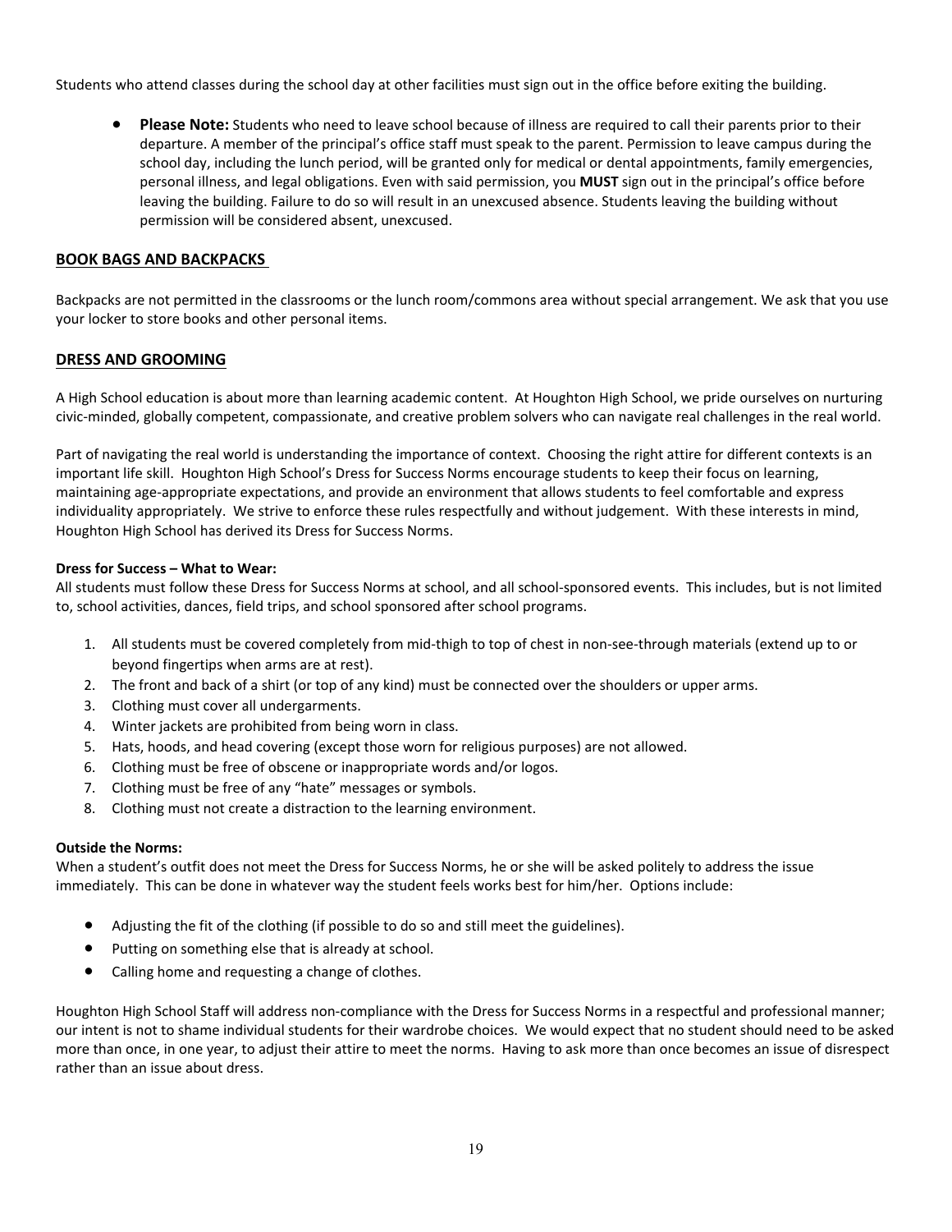Students who attend classes during the school day at other facilities must sign out in the office before exiting the building.

- **Please Note:** Students who need to leave school because of illness are required to call their parents prior to their departure. A member of the principal's office staff must speak to the parent. Permission to leave campus during the school day, including the lunch period, will be granted only for medical or dental appointments, family emergencies, personal illness, and legal obligations. Even with said permission, you **MUST** sign out in the principal's office before leaving the building. Failure to do so will result in an unexcused absence. Students leaving the building without permission will be considered absent, unexcused.

## BOOK BAGS AND BACKPACKS

Backpacks are not permitted in the classrooms or the lunch room/commons area without special arrangement. We ask that you use your locker to store books and other personal items.

## DRESS AND GROOMING

A High School education is about more than learning academic content. At Houghton High School, we pride ourselves on nurturing civic-minded, globally competent, compassionate, and creative problem solvers who can navigate real challenges in the real world.

Part of navigating the real world is understanding the importance of context. Choosing the right attire for different contexts is an important life skill. Houghton High School's Dress for Success Norms encourage students to keep their focus on learning, maintaining age-appropriate expectations, and provide an environment that allows students to feel comfortable and express individuality appropriately. We strive to enforce these rules respectfully and without judgement. With these interests in mind, Houghton High School has derived its Dress for Success Norms.

**Dress for Success – What to Wear:**
All students must follow these Dress for Success Norms at school, and all school-sponsored events. This includes, but is not limited to, school activities, dances, field trips, and school sponsored after school programs.

1. All students must be covered completely from mid-thigh to top of chest in non-see-through materials (extend up to or beyond fingertips when arms are at rest).
2. The front and back of a shirt (or top of any kind) must be connected over the shoulders or upper arms.
3. Clothing must cover all undergarments.
4. Winter jackets are prohibited from being worn in class.
5. Hats, hoods, and head covering (except those worn for religious purposes) are not allowed.
6. Clothing must be free of obscene or inappropriate words and/or logos.
7. Clothing must be free of any "hate" messages or symbols.
8. Clothing must not create a distraction to the learning environment.

**Outside the Norms:**
When a student's outfit does not meet the Dress for Success Norms, he or she will be asked politely to address the issue immediately. This can be done in whatever way the student feels works best for him/her. Options include:

- Adjusting the fit of the clothing (if possible to do so and still meet the guidelines).
- Putting on something else that is already at school.
- Calling home and requesting a change of clothes.

Houghton High School Staff will address non-compliance with the Dress for Success Norms in a respectful and professional manner; our intent is not to shame individual students for their wardrobe choices. We would expect that no student should need to be asked more than once, in one year, to adjust their attire to meet the norms. Having to ask more than once becomes an issue of disrespect rather than an issue about dress.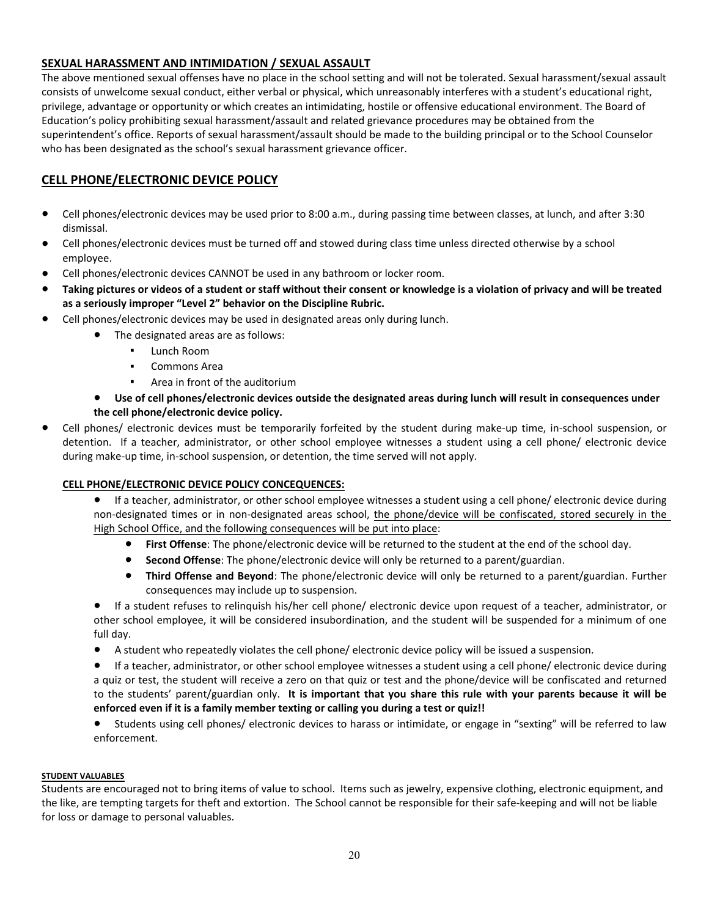## SEXUAL HARASSMENT AND INTIMIDATION / SEXUAL ASSAULT

The above mentioned sexual offenses have no place in the school setting and will not be tolerated. Sexual harassment/sexual assault consists of unwelcome sexual conduct, either verbal or physical, which unreasonably interferes with a student's educational right, privilege, advantage or opportunity or which creates an intimidating, hostile or offensive educational environment. The Board of Education's policy prohibiting sexual harassment/assault and related grievance procedures may be obtained from the superintendent's office. Reports of sexual harassment/assault should be made to the building principal or to the School Counselor who has been designated as the school's sexual harassment grievance officer.

## CELL PHONE/ELECTRONIC DEVICE POLICY

- Cell phones/electronic devices may be used prior to 8:00 a.m., during passing time between classes, at lunch, and after 3:30 dismissal.
- Cell phones/electronic devices must be turned off and stowed during class time unless directed otherwise by a school employee.
- Cell phones/electronic devices CANNOT be used in any bathroom or locker room.
- **Taking pictures or videos of a student or staff without their consent or knowledge is a violation of privacy and will be treated as a seriously improper "Level 2" behavior on the Discipline Rubric.**
- Cell phones/electronic devices may be used in designated areas only during lunch.
  - The designated areas are as follows:
    - Lunch Room
    - Commons Area
    - Area in front of the auditorium
  - **Use of cell phones/electronic devices outside the designated areas during lunch will result in consequences under the cell phone/electronic device policy.**
- Cell phones/ electronic devices must be temporarily forfeited by the student during make-up time, in-school suspension, or detention. If a teacher, administrator, or other school employee witnesses a student using a cell phone/ electronic device during make-up time, in-school suspension, or detention, the time served will not apply.

### CELL PHONE/ELECTRONIC DEVICE POLICY CONCEQUENCES:

- If a teacher, administrator, or other school employee witnesses a student using a cell phone/ electronic device during non-designated times or in non-designated areas school, the phone/device will be confiscated, stored securely in the High School Office, and the following consequences will be put into place:
  - **First Offense**: The phone/electronic device will be returned to the student at the end of the school day.
  - **Second Offense**: The phone/electronic device will only be returned to a parent/guardian.
  - **Third Offense and Beyond**: The phone/electronic device will only be returned to a parent/guardian. Further consequences may include up to suspension.
- If a student refuses to relinquish his/her cell phone/ electronic device upon request of a teacher, administrator, or other school employee, it will be considered insubordination, and the student will be suspended for a minimum of one full day.
- A student who repeatedly violates the cell phone/ electronic device policy will be issued a suspension.
- If a teacher, administrator, or other school employee witnesses a student using a cell phone/ electronic device during a quiz or test, the student will receive a zero on that quiz or test and the phone/device will be confiscated and returned to the students' parent/guardian only. **It is important that you share this rule with your parents because it will be enforced even if it is a family member texting or calling you during a test or quiz!!**
- Students using cell phones/ electronic devices to harass or intimidate, or engage in "sexting" will be referred to law enforcement.

#### STUDENT VALUABLES

Students are encouraged not to bring items of value to school. Items such as jewelry, expensive clothing, electronic equipment, and the like, are tempting targets for theft and extortion. The School cannot be responsible for their safe-keeping and will not be liable for loss or damage to personal valuables.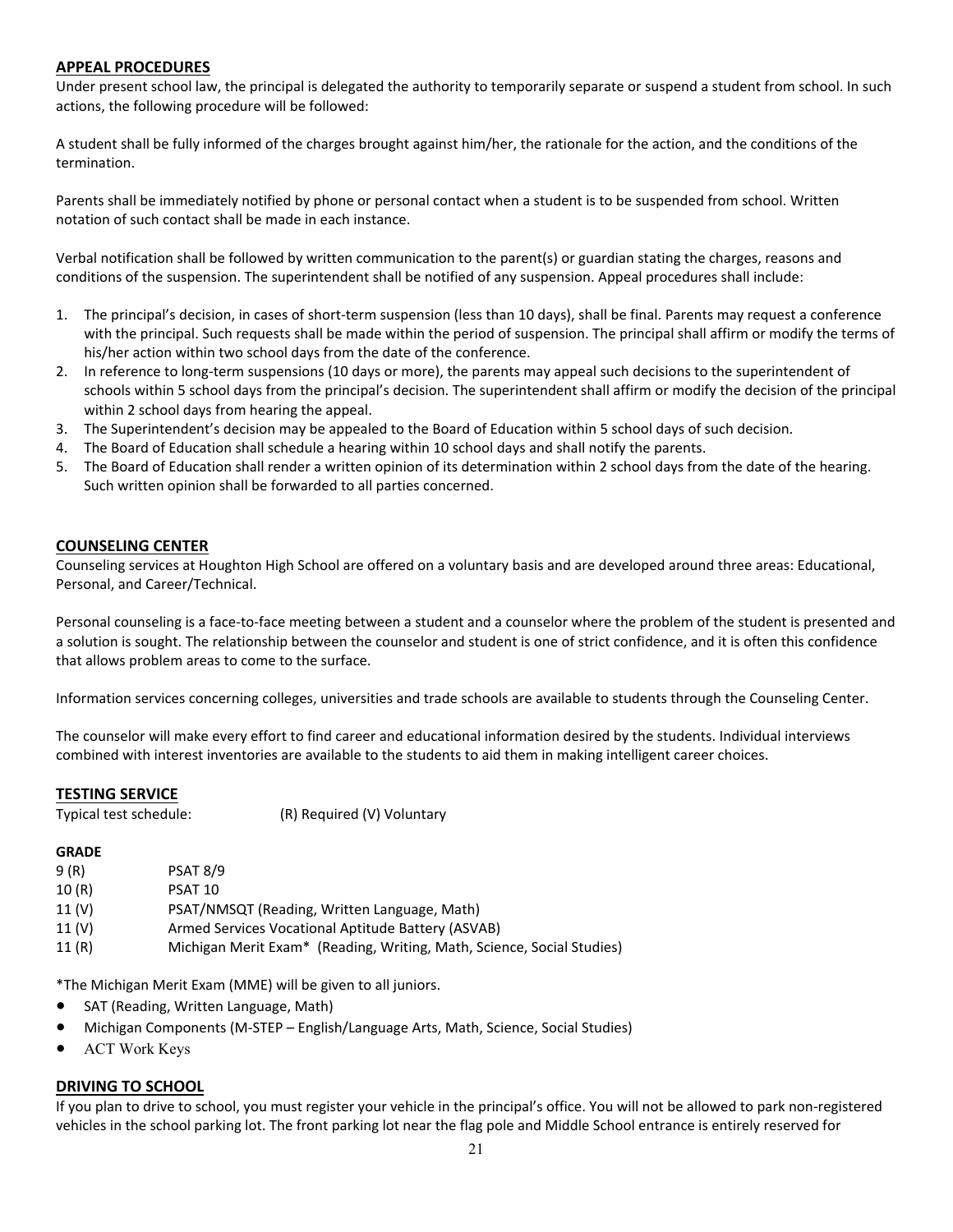## APPEAL PROCEDURES

Under present school law, the principal is delegated the authority to temporarily separate or suspend a student from school. In such actions, the following procedure will be followed:

A student shall be fully informed of the charges brought against him/her, the rationale for the action, and the conditions of the termination.

Parents shall be immediately notified by phone or personal contact when a student is to be suspended from school. Written notation of such contact shall be made in each instance.

Verbal notification shall be followed by written communication to the parent(s) or guardian stating the charges, reasons and conditions of the suspension. The superintendent shall be notified of any suspension. Appeal procedures shall include:

1. The principal's decision, in cases of short-term suspension (less than 10 days), shall be final. Parents may request a conference with the principal. Such requests shall be made within the period of suspension. The principal shall affirm or modify the terms of his/her action within two school days from the date of the conference.
2. In reference to long-term suspensions (10 days or more), the parents may appeal such decisions to the superintendent of schools within 5 school days from the principal's decision. The superintendent shall affirm or modify the decision of the principal within 2 school days from hearing the appeal.
3. The Superintendent's decision may be appealed to the Board of Education within 5 school days of such decision.
4. The Board of Education shall schedule a hearing within 10 school days and shall notify the parents.
5. The Board of Education shall render a written opinion of its determination within 2 school days from the date of the hearing. Such written opinion shall be forwarded to all parties concerned.

## COUNSELING CENTER

Counseling services at Houghton High School are offered on a voluntary basis and are developed around three areas: Educational, Personal, and Career/Technical.

Personal counseling is a face-to-face meeting between a student and a counselor where the problem of the student is presented and a solution is sought. The relationship between the counselor and student is one of strict confidence, and it is often this confidence that allows problem areas to come to the surface.

Information services concerning colleges, universities and trade schools are available to students through the Counseling Center.

The counselor will make every effort to find career and educational information desired by the students. Individual interviews combined with interest inventories are available to the students to aid them in making intelligent career choices.

## TESTING SERVICE

Typical test schedule: (R) Required (V) Voluntary

| GRADE | |
|---|---|
| 9 (R) | PSAT 8/9 |
| 10 (R) | PSAT 10 |
| 11 (V) | PSAT/NMSQT (Reading, Written Language, Math) |
| 11 (V) | Armed Services Vocational Aptitude Battery (ASVAB) |
| 11 (R) | Michigan Merit Exam* (Reading, Writing, Math, Science, Social Studies) |

*The Michigan Merit Exam (MME) will be given to all juniors.

- SAT (Reading, Written Language, Math)
- Michigan Components (M-STEP – English/Language Arts, Math, Science, Social Studies)
- ACT Work Keys

## DRIVING TO SCHOOL

If you plan to drive to school, you must register your vehicle in the principal's office. You will not be allowed to park non-registered vehicles in the school parking lot. The front parking lot near the flag pole and Middle School entrance is entirely reserved for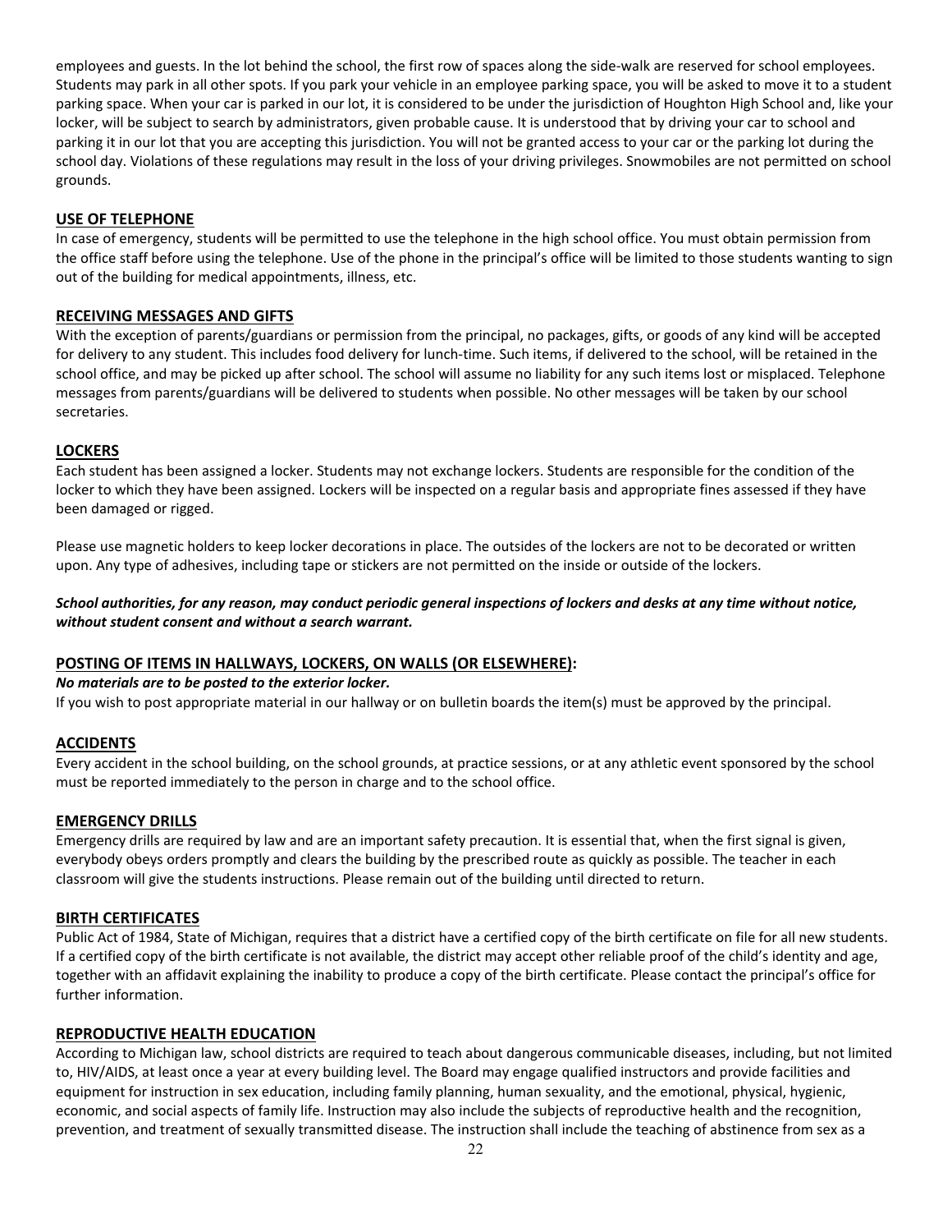employees and guests. In the lot behind the school, the first row of spaces along the side-walk are reserved for school employees. Students may park in all other spots. If you park your vehicle in an employee parking space, you will be asked to move it to a student parking space. When your car is parked in our lot, it is considered to be under the jurisdiction of Houghton High School and, like your locker, will be subject to search by administrators, given probable cause. It is understood that by driving your car to school and parking it in our lot that you are accepting this jurisdiction. You will not be granted access to your car or the parking lot during the school day. Violations of these regulations may result in the loss of your driving privileges. Snowmobiles are not permitted on school grounds.

## USE OF TELEPHONE

In case of emergency, students will be permitted to use the telephone in the high school office. You must obtain permission from the office staff before using the telephone. Use of the phone in the principal's office will be limited to those students wanting to sign out of the building for medical appointments, illness, etc.

## RECEIVING MESSAGES AND GIFTS

With the exception of parents/guardians or permission from the principal, no packages, gifts, or goods of any kind will be accepted for delivery to any student. This includes food delivery for lunch-time. Such items, if delivered to the school, will be retained in the school office, and may be picked up after school. The school will assume no liability for any such items lost or misplaced. Telephone messages from parents/guardians will be delivered to students when possible. No other messages will be taken by our school secretaries.

## LOCKERS

Each student has been assigned a locker. Students may not exchange lockers. Students are responsible for the condition of the locker to which they have been assigned. Lockers will be inspected on a regular basis and appropriate fines assessed if they have been damaged or rigged.

Please use magnetic holders to keep locker decorations in place. The outsides of the lockers are not to be decorated or written upon. Any type of adhesives, including tape or stickers are not permitted on the inside or outside of the lockers.

***School authorities, for any reason, may conduct periodic general inspections of lockers and desks at any time without notice, without student consent and without a search warrant.***

## POSTING OF ITEMS IN HALLWAYS, LOCKERS, ON WALLS (OR ELSEWHERE):

***No materials are to be posted to the exterior locker.***

If you wish to post appropriate material in our hallway or on bulletin boards the item(s) must be approved by the principal.

## ACCIDENTS

Every accident in the school building, on the school grounds, at practice sessions, or at any athletic event sponsored by the school must be reported immediately to the person in charge and to the school office.

## EMERGENCY DRILLS

Emergency drills are required by law and are an important safety precaution. It is essential that, when the first signal is given, everybody obeys orders promptly and clears the building by the prescribed route as quickly as possible. The teacher in each classroom will give the students instructions. Please remain out of the building until directed to return.

## BIRTH CERTIFICATES

Public Act of 1984, State of Michigan, requires that a district have a certified copy of the birth certificate on file for all new students. If a certified copy of the birth certificate is not available, the district may accept other reliable proof of the child's identity and age, together with an affidavit explaining the inability to produce a copy of the birth certificate. Please contact the principal's office for further information.

## REPRODUCTIVE HEALTH EDUCATION

According to Michigan law, school districts are required to teach about dangerous communicable diseases, including, but not limited to, HIV/AIDS, at least once a year at every building level. The Board may engage qualified instructors and provide facilities and equipment for instruction in sex education, including family planning, human sexuality, and the emotional, physical, hygienic, economic, and social aspects of family life. Instruction may also include the subjects of reproductive health and the recognition, prevention, and treatment of sexually transmitted disease. The instruction shall include the teaching of abstinence from sex as a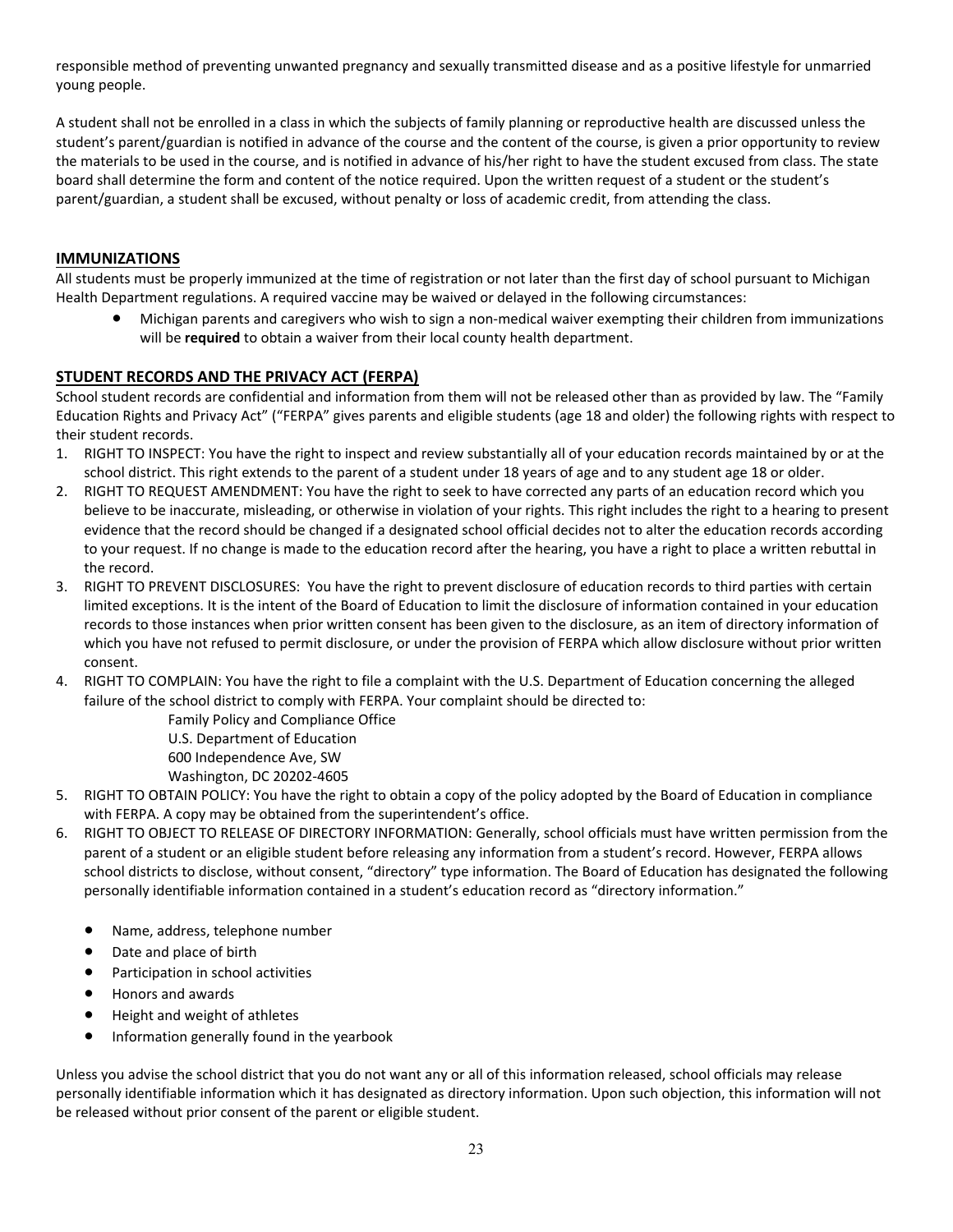responsible method of preventing unwanted pregnancy and sexually transmitted disease and as a positive lifestyle for unmarried young people.

A student shall not be enrolled in a class in which the subjects of family planning or reproductive health are discussed unless the student's parent/guardian is notified in advance of the course and the content of the course, is given a prior opportunity to review the materials to be used in the course, and is notified in advance of his/her right to have the student excused from class. The state board shall determine the form and content of the notice required. Upon the written request of a student or the student's parent/guardian, a student shall be excused, without penalty or loss of academic credit, from attending the class.

## IMMUNIZATIONS

All students must be properly immunized at the time of registration or not later than the first day of school pursuant to Michigan Health Department regulations. A required vaccine may be waived or delayed in the following circumstances:

- Michigan parents and caregivers who wish to sign a non-medical waiver exempting their children from immunizations will be **required** to obtain a waiver from their local county health department.

## STUDENT RECORDS AND THE PRIVACY ACT (FERPA)

School student records are confidential and information from them will not be released other than as provided by law. The "Family Education Rights and Privacy Act" ("FERPA" gives parents and eligible students (age 18 and older) the following rights with respect to their student records.

1. RIGHT TO INSPECT: You have the right to inspect and review substantially all of your education records maintained by or at the school district. This right extends to the parent of a student under 18 years of age and to any student age 18 or older.
2. RIGHT TO REQUEST AMENDMENT: You have the right to seek to have corrected any parts of an education record which you believe to be inaccurate, misleading, or otherwise in violation of your rights. This right includes the right to a hearing to present evidence that the record should be changed if a designated school official decides not to alter the education records according to your request. If no change is made to the education record after the hearing, you have a right to place a written rebuttal in the record.
3. RIGHT TO PREVENT DISCLOSURES: You have the right to prevent disclosure of education records to third parties with certain limited exceptions. It is the intent of the Board of Education to limit the disclosure of information contained in your education records to those instances when prior written consent has been given to the disclosure, as an item of directory information of which you have not refused to permit disclosure, or under the provision of FERPA which allow disclosure without prior written consent.
4. RIGHT TO COMPLAIN: You have the right to file a complaint with the U.S. Department of Education concerning the alleged failure of the school district to comply with FERPA. Your complaint should be directed to:

   Family Policy and Compliance Office
   U.S. Department of Education
   600 Independence Ave, SW
   Washington, DC 20202-4605
5. RIGHT TO OBTAIN POLICY: You have the right to obtain a copy of the policy adopted by the Board of Education in compliance with FERPA. A copy may be obtained from the superintendent's office.
6. RIGHT TO OBJECT TO RELEASE OF DIRECTORY INFORMATION: Generally, school officials must have written permission from the parent of a student or an eligible student before releasing any information from a student's record. However, FERPA allows school districts to disclose, without consent, "directory" type information. The Board of Education has designated the following personally identifiable information contained in a student's education record as "directory information."

   - Name, address, telephone number
   - Date and place of birth
   - Participation in school activities
   - Honors and awards
   - Height and weight of athletes
   - Information generally found in the yearbook

Unless you advise the school district that you do not want any or all of this information released, school officials may release personally identifiable information which it has designated as directory information. Upon such objection, this information will not be released without prior consent of the parent or eligible student.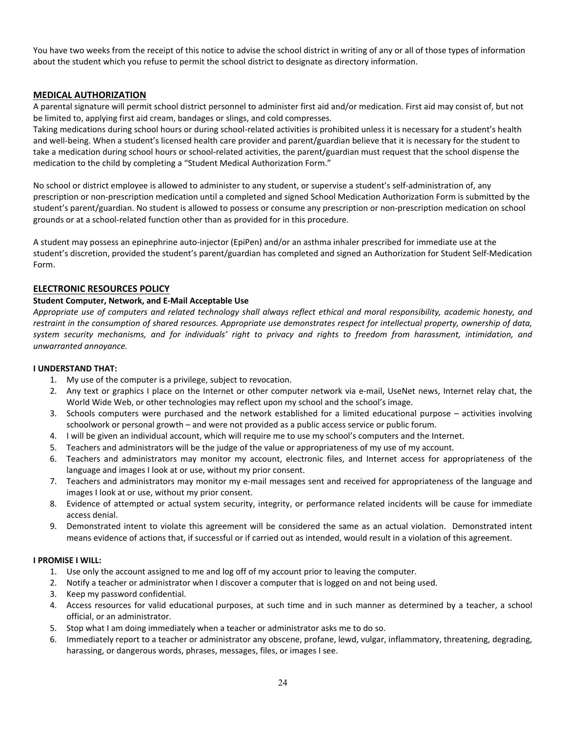You have two weeks from the receipt of this notice to advise the school district in writing of any or all of those types of information about the student which you refuse to permit the school district to designate as directory information.

## MEDICAL AUTHORIZATION

A parental signature will permit school district personnel to administer first aid and/or medication. First aid may consist of, but not be limited to, applying first aid cream, bandages or slings, and cold compresses.
Taking medications during school hours or during school-related activities is prohibited unless it is necessary for a student's health and well-being. When a student's licensed health care provider and parent/guardian believe that it is necessary for the student to take a medication during school hours or school-related activities, the parent/guardian must request that the school dispense the medication to the child by completing a "Student Medical Authorization Form."

No school or district employee is allowed to administer to any student, or supervise a student's self-administration of, any prescription or non-prescription medication until a completed and signed School Medication Authorization Form is submitted by the student's parent/guardian. No student is allowed to possess or consume any prescription or non-prescription medication on school grounds or at a school-related function other than as provided for in this procedure.

A student may possess an epinephrine auto-injector (EpiPen) and/or an asthma inhaler prescribed for immediate use at the student's discretion, provided the student's parent/guardian has completed and signed an Authorization for Student Self-Medication Form.

## ELECTRONIC RESOURCES POLICY

### Student Computer, Network, and E-Mail Acceptable Use

*Appropriate use of computers and related technology shall always reflect ethical and moral responsibility, academic honesty, and restraint in the consumption of shared resources. Appropriate use demonstrates respect for intellectual property, ownership of data, system security mechanisms, and for individuals' right to privacy and rights to freedom from harassment, intimidation, and unwarranted annoyance.*

**I UNDERSTAND THAT:**

1. My use of the computer is a privilege, subject to revocation.
2. Any text or graphics I place on the Internet or other computer network via e-mail, UseNet news, Internet relay chat, the World Wide Web, or other technologies may reflect upon my school and the school's image.
3. Schools computers were purchased and the network established for a limited educational purpose – activities involving schoolwork or personal growth – and were not provided as a public access service or public forum.
4. I will be given an individual account, which will require me to use my school's computers and the Internet.
5. Teachers and administrators will be the judge of the value or appropriateness of my use of my account.
6. Teachers and administrators may monitor my account, electronic files, and Internet access for appropriateness of the language and images I look at or use, without my prior consent.
7. Teachers and administrators may monitor my e-mail messages sent and received for appropriateness of the language and images I look at or use, without my prior consent.
8. Evidence of attempted or actual system security, integrity, or performance related incidents will be cause for immediate access denial.
9. Demonstrated intent to violate this agreement will be considered the same as an actual violation. Demonstrated intent means evidence of actions that, if successful or if carried out as intended, would result in a violation of this agreement.

**I PROMISE I WILL:**

1. Use only the account assigned to me and log off of my account prior to leaving the computer.
2. Notify a teacher or administrator when I discover a computer that is logged on and not being used.
3. Keep my password confidential.
4. Access resources for valid educational purposes, at such time and in such manner as determined by a teacher, a school official, or an administrator.
5. Stop what I am doing immediately when a teacher or administrator asks me to do so.
6. Immediately report to a teacher or administrator any obscene, profane, lewd, vulgar, inflammatory, threatening, degrading, harassing, or dangerous words, phrases, messages, files, or images I see.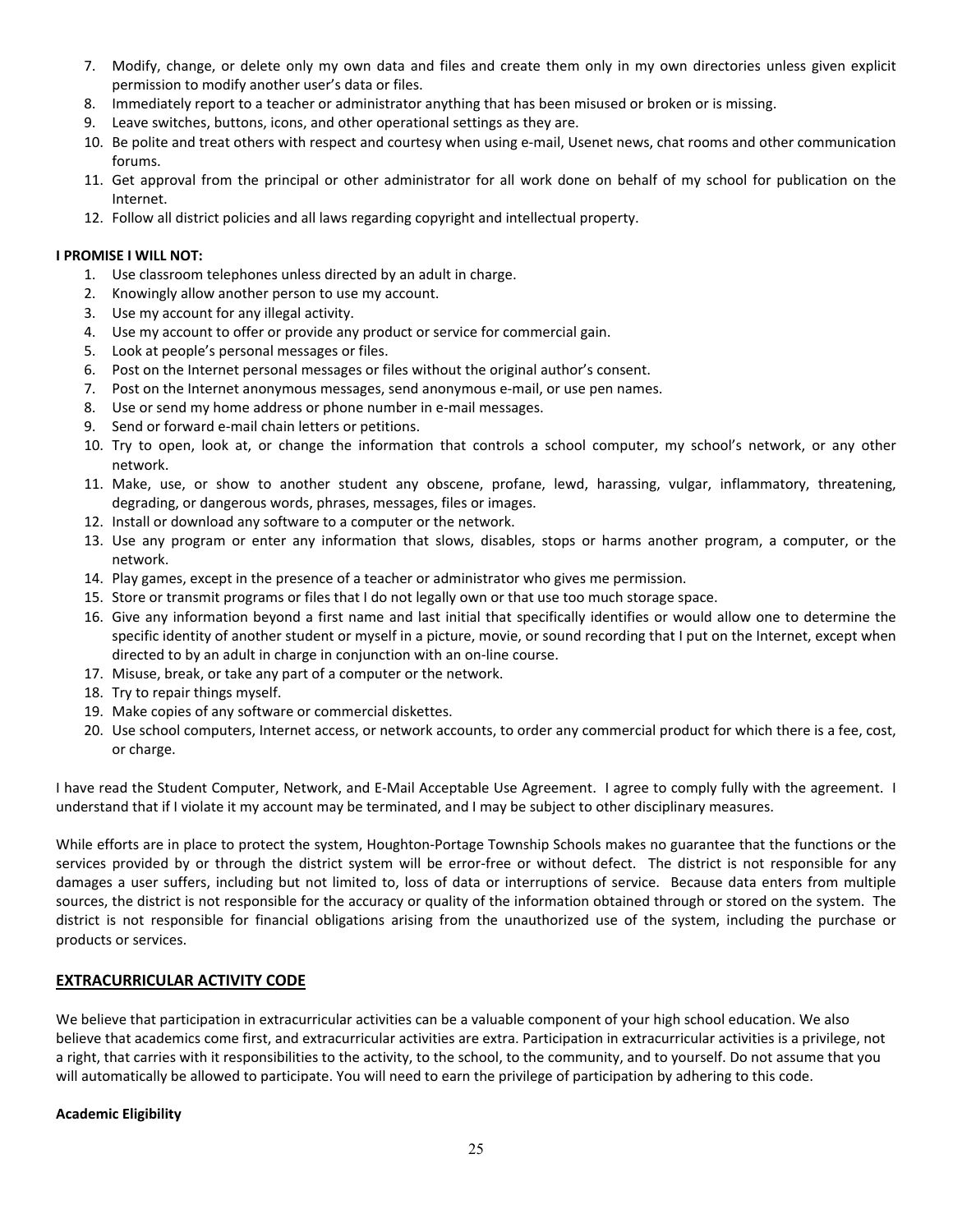7. Modify, change, or delete only my own data and files and create them only in my own directories unless given explicit permission to modify another user's data or files.
8. Immediately report to a teacher or administrator anything that has been misused or broken or is missing.
9. Leave switches, buttons, icons, and other operational settings as they are.
10. Be polite and treat others with respect and courtesy when using e-mail, Usenet news, chat rooms and other communication forums.
11. Get approval from the principal or other administrator for all work done on behalf of my school for publication on the Internet.
12. Follow all district policies and all laws regarding copyright and intellectual property.

**I PROMISE I WILL NOT:**

1. Use classroom telephones unless directed by an adult in charge.
2. Knowingly allow another person to use my account.
3. Use my account for any illegal activity.
4. Use my account to offer or provide any product or service for commercial gain.
5. Look at people's personal messages or files.
6. Post on the Internet personal messages or files without the original author's consent.
7. Post on the Internet anonymous messages, send anonymous e-mail, or use pen names.
8. Use or send my home address or phone number in e-mail messages.
9. Send or forward e-mail chain letters or petitions.
10. Try to open, look at, or change the information that controls a school computer, my school's network, or any other network.
11. Make, use, or show to another student any obscene, profane, lewd, harassing, vulgar, inflammatory, threatening, degrading, or dangerous words, phrases, messages, files or images.
12. Install or download any software to a computer or the network.
13. Use any program or enter any information that slows, disables, stops or harms another program, a computer, or the network.
14. Play games, except in the presence of a teacher or administrator who gives me permission.
15. Store or transmit programs or files that I do not legally own or that use too much storage space.
16. Give any information beyond a first name and last initial that specifically identifies or would allow one to determine the specific identity of another student or myself in a picture, movie, or sound recording that I put on the Internet, except when directed to by an adult in charge in conjunction with an on-line course.
17. Misuse, break, or take any part of a computer or the network.
18. Try to repair things myself.
19. Make copies of any software or commercial diskettes.
20. Use school computers, Internet access, or network accounts, to order any commercial product for which there is a fee, cost, or charge.

I have read the Student Computer, Network, and E-Mail Acceptable Use Agreement. I agree to comply fully with the agreement. I understand that if I violate it my account may be terminated, and I may be subject to other disciplinary measures.

While efforts are in place to protect the system, Houghton-Portage Township Schools makes no guarantee that the functions or the services provided by or through the district system will be error-free or without defect. The district is not responsible for any damages a user suffers, including but not limited to, loss of data or interruptions of service. Because data enters from multiple sources, the district is not responsible for the accuracy or quality of the information obtained through or stored on the system. The district is not responsible for financial obligations arising from the unauthorized use of the system, including the purchase or products or services.

## EXTRACURRICULAR ACTIVITY CODE

We believe that participation in extracurricular activities can be a valuable component of your high school education. We also believe that academics come first, and extracurricular activities are extra. Participation in extracurricular activities is a privilege, not a right, that carries with it responsibilities to the activity, to the school, to the community, and to yourself. Do not assume that you will automatically be allowed to participate. You will need to earn the privilege of participation by adhering to this code.

**Academic Eligibility**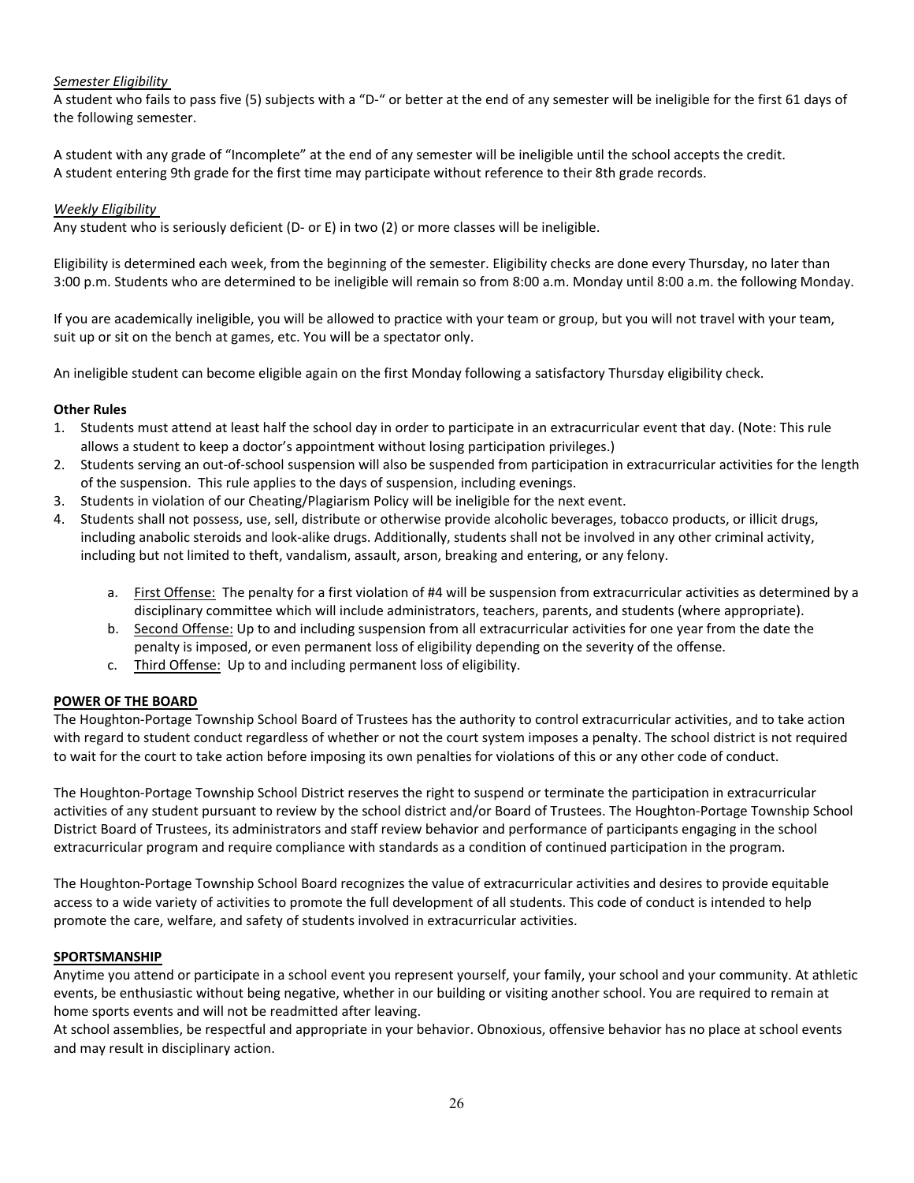*Semester Eligibility*

A student who fails to pass five (5) subjects with a "D-" or better at the end of any semester will be ineligible for the first 61 days of the following semester.

A student with any grade of "Incomplete" at the end of any semester will be ineligible until the school accepts the credit. A student entering 9th grade for the first time may participate without reference to their 8th grade records.

*Weekly Eligibility*

Any student who is seriously deficient (D- or E) in two (2) or more classes will be ineligible.

Eligibility is determined each week, from the beginning of the semester. Eligibility checks are done every Thursday, no later than 3:00 p.m. Students who are determined to be ineligible will remain so from 8:00 a.m. Monday until 8:00 a.m. the following Monday.

If you are academically ineligible, you will be allowed to practice with your team or group, but you will not travel with your team, suit up or sit on the bench at games, etc. You will be a spectator only.

An ineligible student can become eligible again on the first Monday following a satisfactory Thursday eligibility check.

**Other Rules**

1. Students must attend at least half the school day in order to participate in an extracurricular event that day. (Note: This rule allows a student to keep a doctor's appointment without losing participation privileges.)
2. Students serving an out-of-school suspension will also be suspended from participation in extracurricular activities for the length of the suspension. This rule applies to the days of suspension, including evenings.
3. Students in violation of our Cheating/Plagiarism Policy will be ineligible for the next event.
4. Students shall not possess, use, sell, distribute or otherwise provide alcoholic beverages, tobacco products, or illicit drugs, including anabolic steroids and look-alike drugs. Additionally, students shall not be involved in any other criminal activity, including but not limited to theft, vandalism, assault, arson, breaking and entering, or any felony.
    a. First Offense: The penalty for a first violation of #4 will be suspension from extracurricular activities as determined by a disciplinary committee which will include administrators, teachers, parents, and students (where appropriate).
    b. Second Offense: Up to and including suspension from all extracurricular activities for one year from the date the penalty is imposed, or even permanent loss of eligibility depending on the severity of the offense.
    c. Third Offense: Up to and including permanent loss of eligibility.

**POWER OF THE BOARD**

The Houghton-Portage Township School Board of Trustees has the authority to control extracurricular activities, and to take action with regard to student conduct regardless of whether or not the court system imposes a penalty. The school district is not required to wait for the court to take action before imposing its own penalties for violations of this or any other code of conduct.

The Houghton-Portage Township School District reserves the right to suspend or terminate the participation in extracurricular activities of any student pursuant to review by the school district and/or Board of Trustees. The Houghton-Portage Township School District Board of Trustees, its administrators and staff review behavior and performance of participants engaging in the school extracurricular program and require compliance with standards as a condition of continued participation in the program.

The Houghton-Portage Township School Board recognizes the value of extracurricular activities and desires to provide equitable access to a wide variety of activities to promote the full development of all students. This code of conduct is intended to help promote the care, welfare, and safety of students involved in extracurricular activities.

**SPORTSMANSHIP**

Anytime you attend or participate in a school event you represent yourself, your family, your school and your community. At athletic events, be enthusiastic without being negative, whether in our building or visiting another school. You are required to remain at home sports events and will not be readmitted after leaving.

At school assemblies, be respectful and appropriate in your behavior. Obnoxious, offensive behavior has no place at school events and may result in disciplinary action.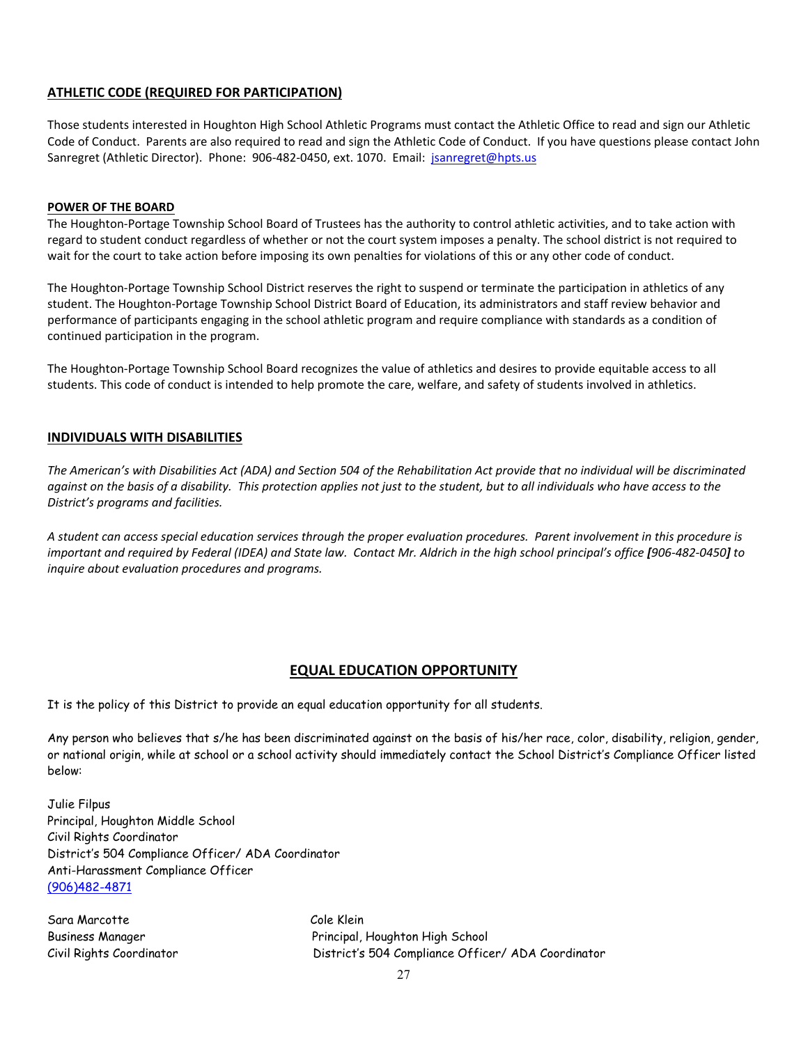## ATHLETIC CODE (REQUIRED FOR PARTICIPATION)

Those students interested in Houghton High School Athletic Programs must contact the Athletic Office to read and sign our Athletic Code of Conduct. Parents are also required to read and sign the Athletic Code of Conduct. If you have questions please contact John Sanregret (Athletic Director). Phone: 906-482-0450, ext. 1070. Email: jsanregret@hpts.us

### POWER OF THE BOARD

The Houghton-Portage Township School Board of Trustees has the authority to control athletic activities, and to take action with regard to student conduct regardless of whether or not the court system imposes a penalty. The school district is not required to wait for the court to take action before imposing its own penalties for violations of this or any other code of conduct.

The Houghton-Portage Township School District reserves the right to suspend or terminate the participation in athletics of any student. The Houghton-Portage Township School District Board of Education, its administrators and staff review behavior and performance of participants engaging in the school athletic program and require compliance with standards as a condition of continued participation in the program.

The Houghton-Portage Township School Board recognizes the value of athletics and desires to provide equitable access to all students. This code of conduct is intended to help promote the care, welfare, and safety of students involved in athletics.

## INDIVIDUALS WITH DISABILITIES

*The American's with Disabilities Act (ADA) and Section 504 of the Rehabilitation Act provide that no individual will be discriminated against on the basis of a disability. This protection applies not just to the student, but to all individuals who have access to the District's programs and facilities.*

*A student can access special education services through the proper evaluation procedures. Parent involvement in this procedure is important and required by Federal (IDEA) and State law. Contact Mr. Aldrich in the high school principal's office **[**906-482-0450**]** to inquire about evaluation procedures and programs.*

## EQUAL EDUCATION OPPORTUNITY

It is the policy of this District to provide an equal education opportunity for all students.

Any person who believes that s/he has been discriminated against on the basis of his/her race, color, disability, religion, gender, or national origin, while at school or a school activity should immediately contact the School District's Compliance Officer listed below:

Julie Filpus
Principal, Houghton Middle School
Civil Rights Coordinator
District's 504 Compliance Officer/ ADA Coordinator
Anti-Harassment Compliance Officer
(906)482-4871

Sara Marcotte
Business Manager
Civil Rights Coordinator

Cole Klein
Principal, Houghton High School
District's 504 Compliance Officer/ ADA Coordinator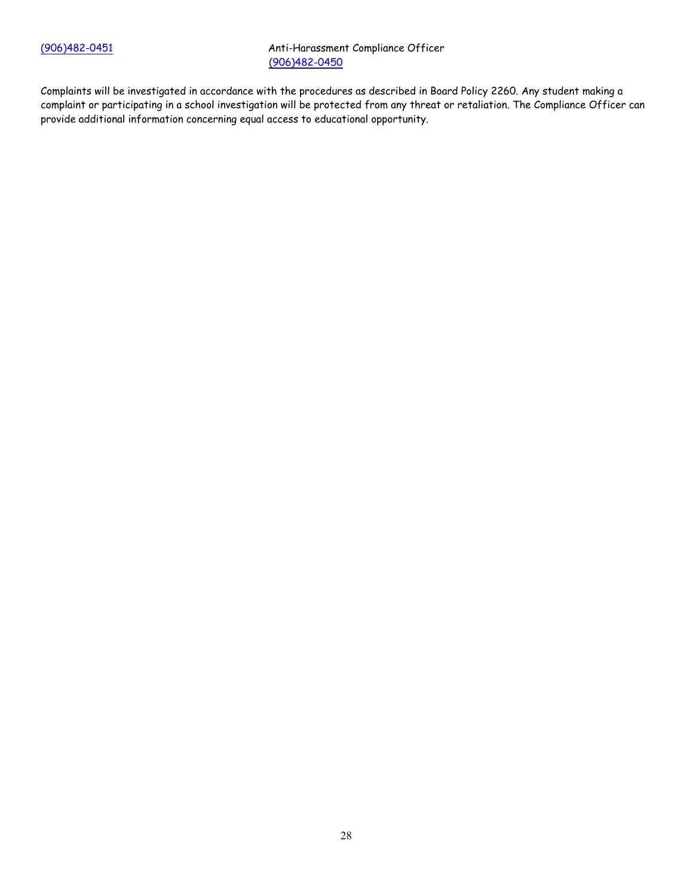(906)482-0451 Anti-Harassment Compliance Officer
(906)482-0450

Complaints will be investigated in accordance with the procedures as described in Board Policy 2260. Any student making a complaint or participating in a school investigation will be protected from any threat or retaliation. The Compliance Officer can provide additional information concerning equal access to educational opportunity.